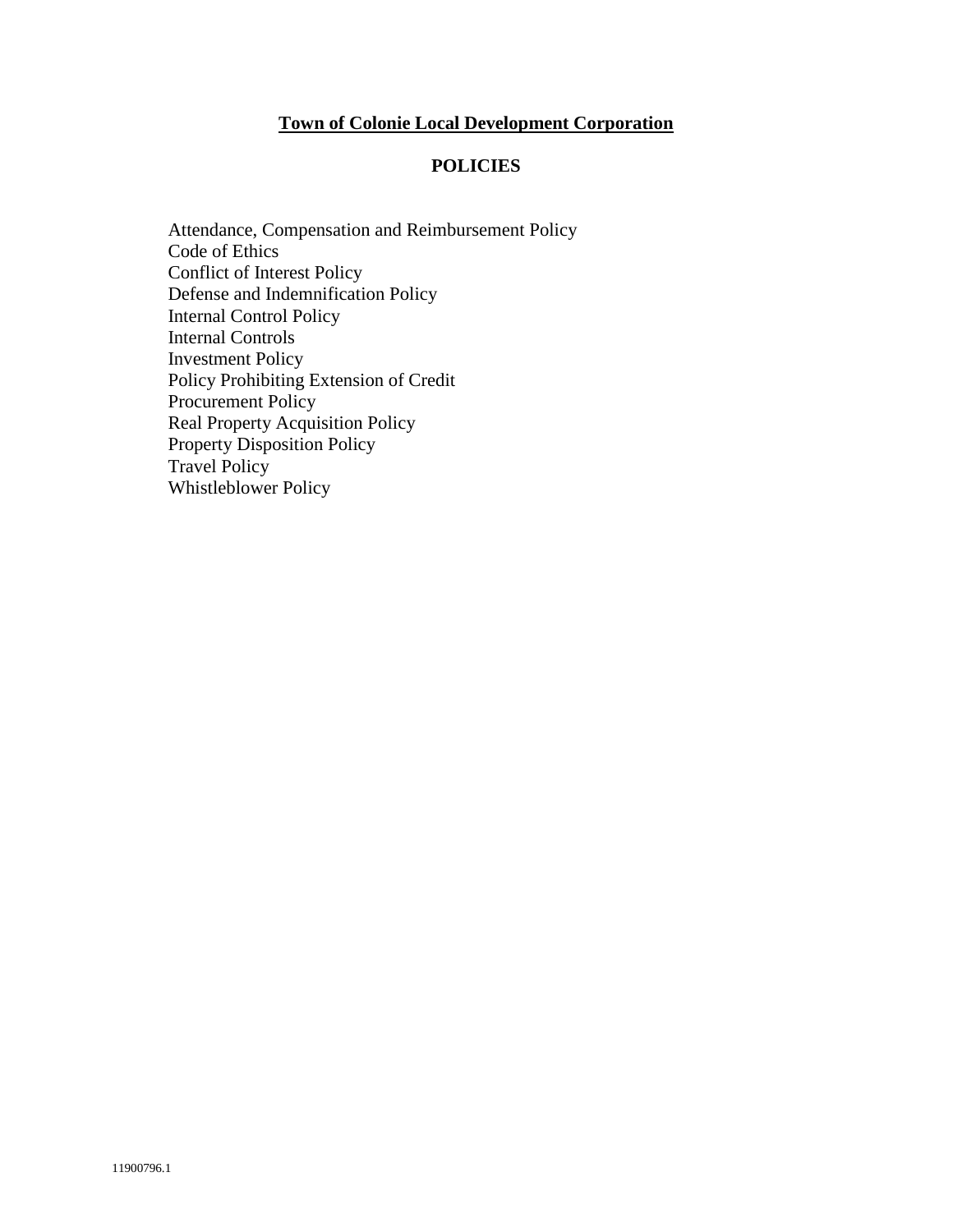# **Town of Colonie Local Development Corporation**

## **POLICIES**

Attendance, Compensation and Reimbursement Policy
Code of Ethics
Conflict of Interest Policy
Defense and Indemnification Policy
Internal Control Policy
Internal Controls
Investment Policy
Policy Prohibiting Extension of Credit
Procurement Policy
Real Property Acquisition Policy
Property Disposition Policy
Travel Policy
Whistleblower Policy

11900796.1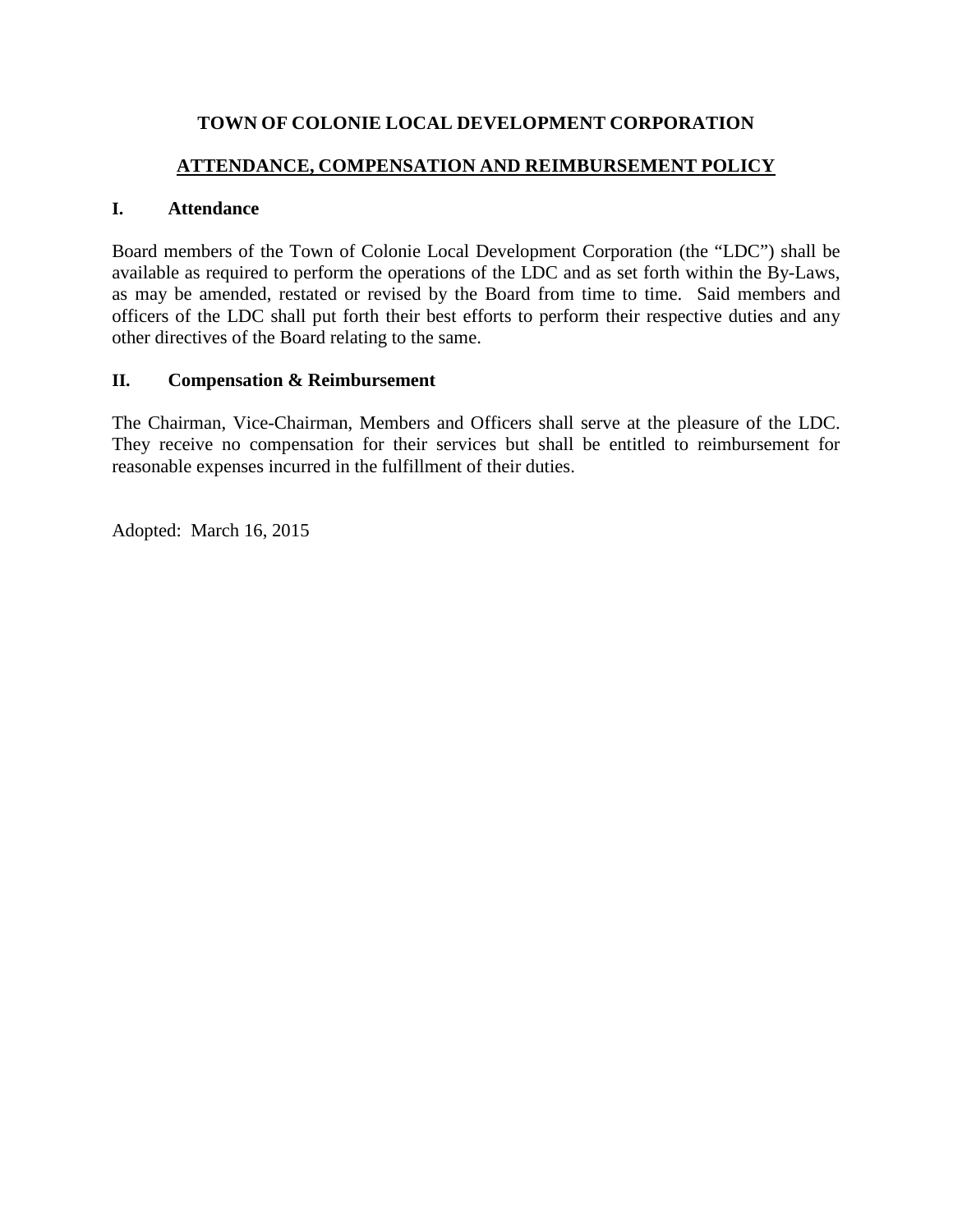# TOWN OF COLONIE LOCAL DEVELOPMENT CORPORATION

## ATTENDANCE, COMPENSATION AND REIMBURSEMENT POLICY

### I. Attendance

Board members of the Town of Colonie Local Development Corporation (the "LDC") shall be available as required to perform the operations of the LDC and as set forth within the By-Laws, as may be amended, restated or revised by the Board from time to time. Said members and officers of the LDC shall put forth their best efforts to perform their respective duties and any other directives of the Board relating to the same.

### II. Compensation & Reimbursement

The Chairman, Vice-Chairman, Members and Officers shall serve at the pleasure of the LDC. They receive no compensation for their services but shall be entitled to reimbursement for reasonable expenses incurred in the fulfillment of their duties.

Adopted: March 16, 2015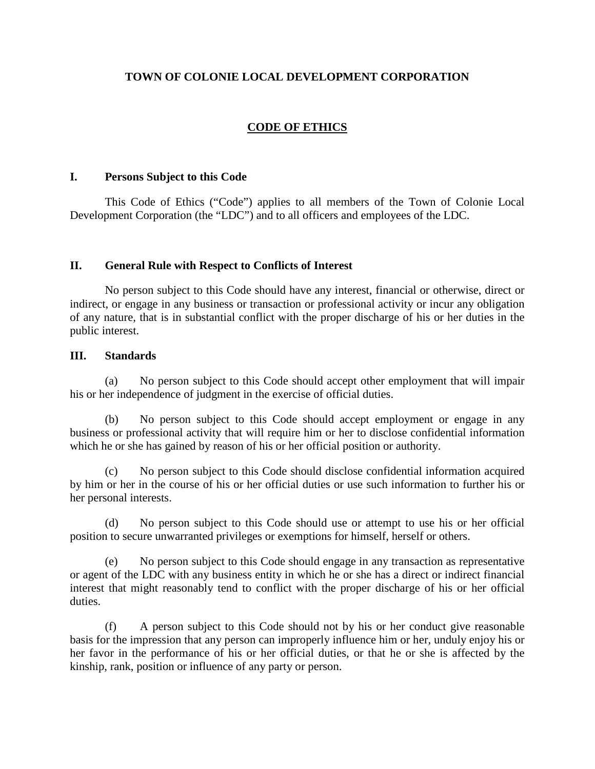# TOWN OF COLONIE LOCAL DEVELOPMENT CORPORATION

## CODE OF ETHICS

### I. Persons Subject to this Code

This Code of Ethics ("Code") applies to all members of the Town of Colonie Local Development Corporation (the "LDC") and to all officers and employees of the LDC.

### II. General Rule with Respect to Conflicts of Interest

No person subject to this Code should have any interest, financial or otherwise, direct or indirect, or engage in any business or transaction or professional activity or incur any obligation of any nature, that is in substantial conflict with the proper discharge of his or her duties in the public interest.

### III. Standards

(a) No person subject to this Code should accept other employment that will impair his or her independence of judgment in the exercise of official duties.

(b) No person subject to this Code should accept employment or engage in any business or professional activity that will require him or her to disclose confidential information which he or she has gained by reason of his or her official position or authority.

(c) No person subject to this Code should disclose confidential information acquired by him or her in the course of his or her official duties or use such information to further his or her personal interests.

(d) No person subject to this Code should use or attempt to use his or her official position to secure unwarranted privileges or exemptions for himself, herself or others.

(e) No person subject to this Code should engage in any transaction as representative or agent of the LDC with any business entity in which he or she has a direct or indirect financial interest that might reasonably tend to conflict with the proper discharge of his or her official duties.

(f) A person subject to this Code should not by his or her conduct give reasonable basis for the impression that any person can improperly influence him or her, unduly enjoy his or her favor in the performance of his or her official duties, or that he or she is affected by the kinship, rank, position or influence of any party or person.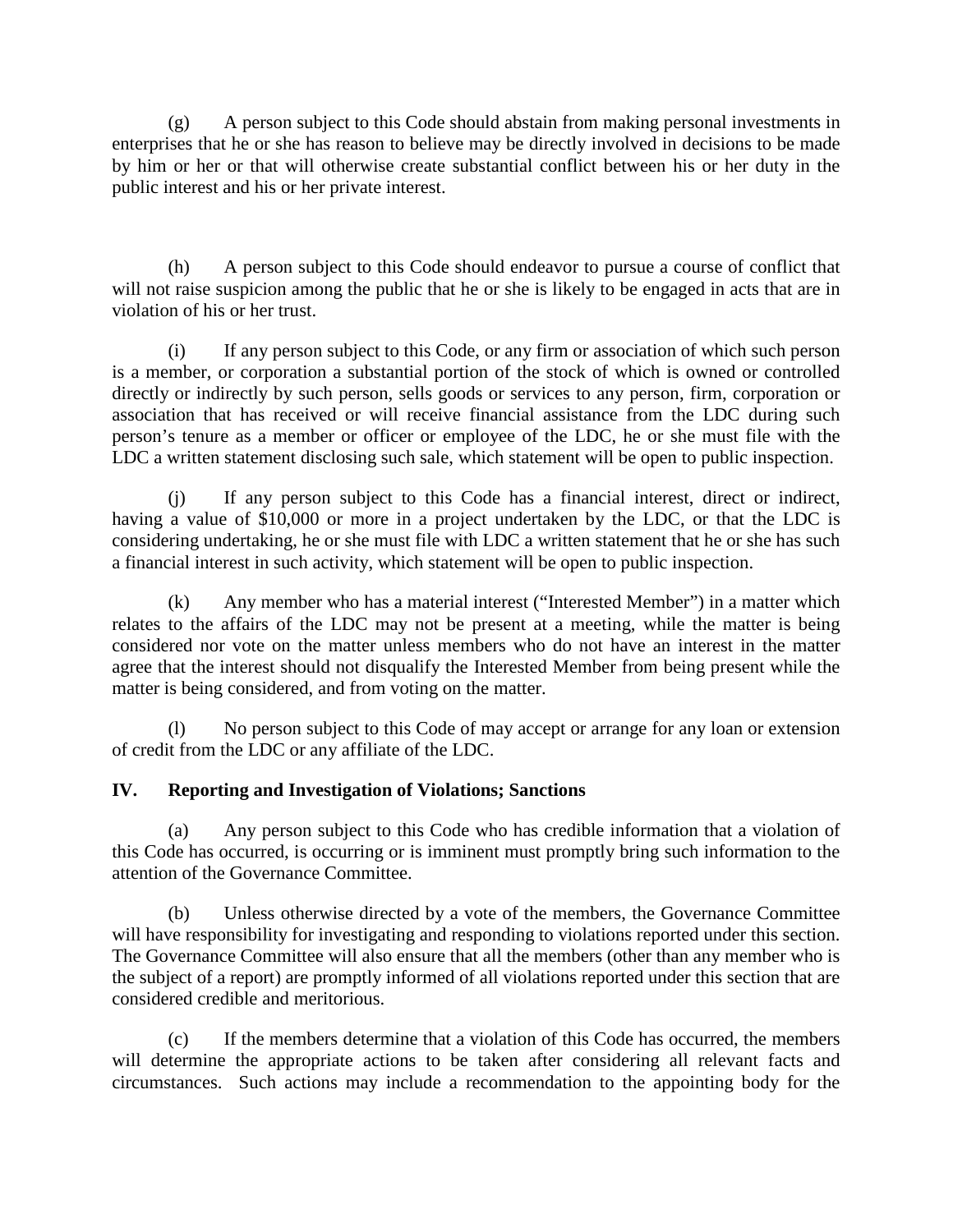(g) A person subject to this Code should abstain from making personal investments in enterprises that he or she has reason to believe may be directly involved in decisions to be made by him or her or that will otherwise create substantial conflict between his or her duty in the public interest and his or her private interest.

(h) A person subject to this Code should endeavor to pursue a course of conflict that will not raise suspicion among the public that he or she is likely to be engaged in acts that are in violation of his or her trust.

(i) If any person subject to this Code, or any firm or association of which such person is a member, or corporation a substantial portion of the stock of which is owned or controlled directly or indirectly by such person, sells goods or services to any person, firm, corporation or association that has received or will receive financial assistance from the LDC during such person's tenure as a member or officer or employee of the LDC, he or she must file with the LDC a written statement disclosing such sale, which statement will be open to public inspection.

(j) If any person subject to this Code has a financial interest, direct or indirect, having a value of $10,000 or more in a project undertaken by the LDC, or that the LDC is considering undertaking, he or she must file with LDC a written statement that he or she has such a financial interest in such activity, which statement will be open to public inspection.

(k) Any member who has a material interest ("Interested Member") in a matter which relates to the affairs of the LDC may not be present at a meeting, while the matter is being considered nor vote on the matter unless members who do not have an interest in the matter agree that the interest should not disqualify the Interested Member from being present while the matter is being considered, and from voting on the matter.

(l) No person subject to this Code of may accept or arrange for any loan or extension of credit from the LDC or any affiliate of the LDC.

## IV. Reporting and Investigation of Violations; Sanctions

(a) Any person subject to this Code who has credible information that a violation of this Code has occurred, is occurring or is imminent must promptly bring such information to the attention of the Governance Committee.

(b) Unless otherwise directed by a vote of the members, the Governance Committee will have responsibility for investigating and responding to violations reported under this section. The Governance Committee will also ensure that all the members (other than any member who is the subject of a report) are promptly informed of all violations reported under this section that are considered credible and meritorious.

(c) If the members determine that a violation of this Code has occurred, the members will determine the appropriate actions to be taken after considering all relevant facts and circumstances. Such actions may include a recommendation to the appointing body for the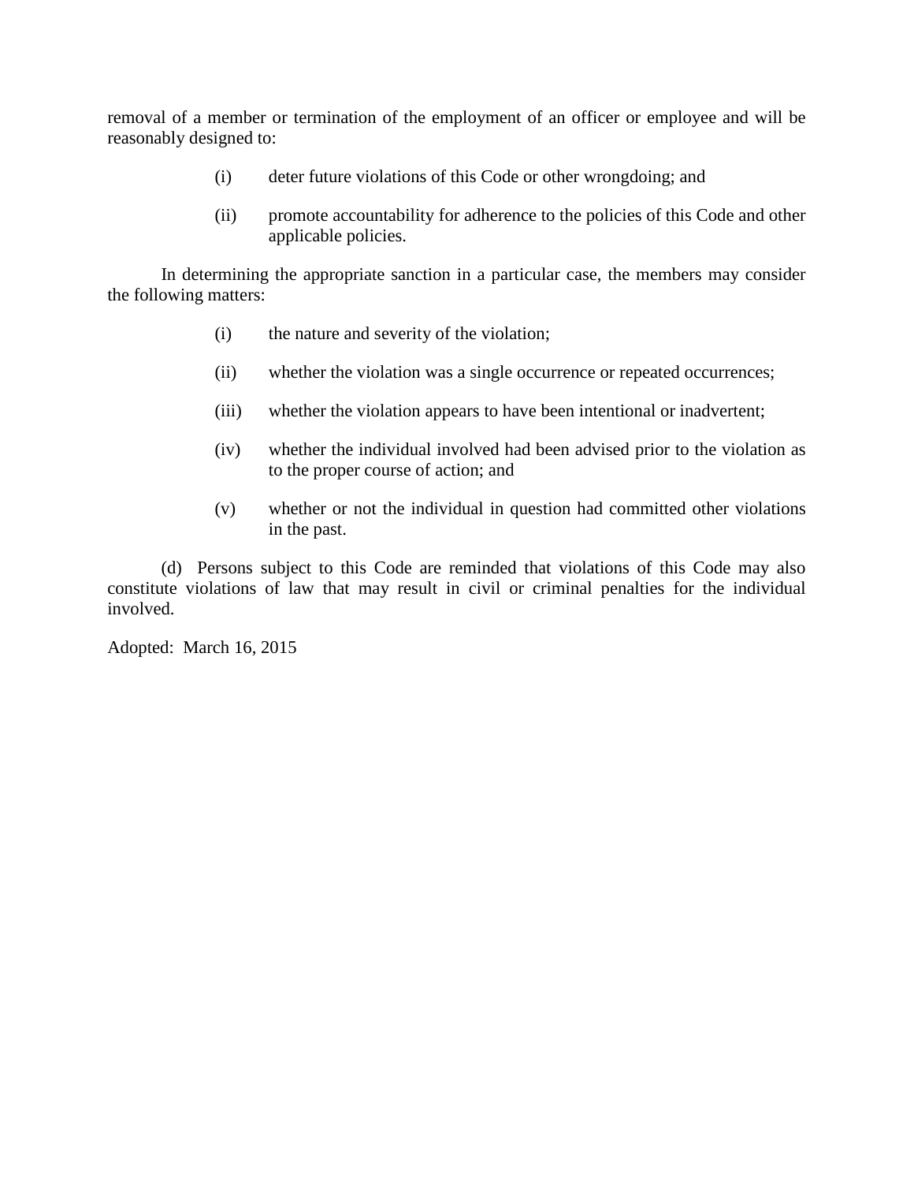removal of a member or termination of the employment of an officer or employee and will be reasonably designed to:

(i) deter future violations of this Code or other wrongdoing; and

(ii) promote accountability for adherence to the policies of this Code and other applicable policies.

In determining the appropriate sanction in a particular case, the members may consider the following matters:

(i) the nature and severity of the violation;

(ii) whether the violation was a single occurrence or repeated occurrences;

(iii) whether the violation appears to have been intentional or inadvertent;

(iv) whether the individual involved had been advised prior to the violation as to the proper course of action; and

(v) whether or not the individual in question had committed other violations in the past.

(d) Persons subject to this Code are reminded that violations of this Code may also constitute violations of law that may result in civil or criminal penalties for the individual involved.

Adopted: March 16, 2015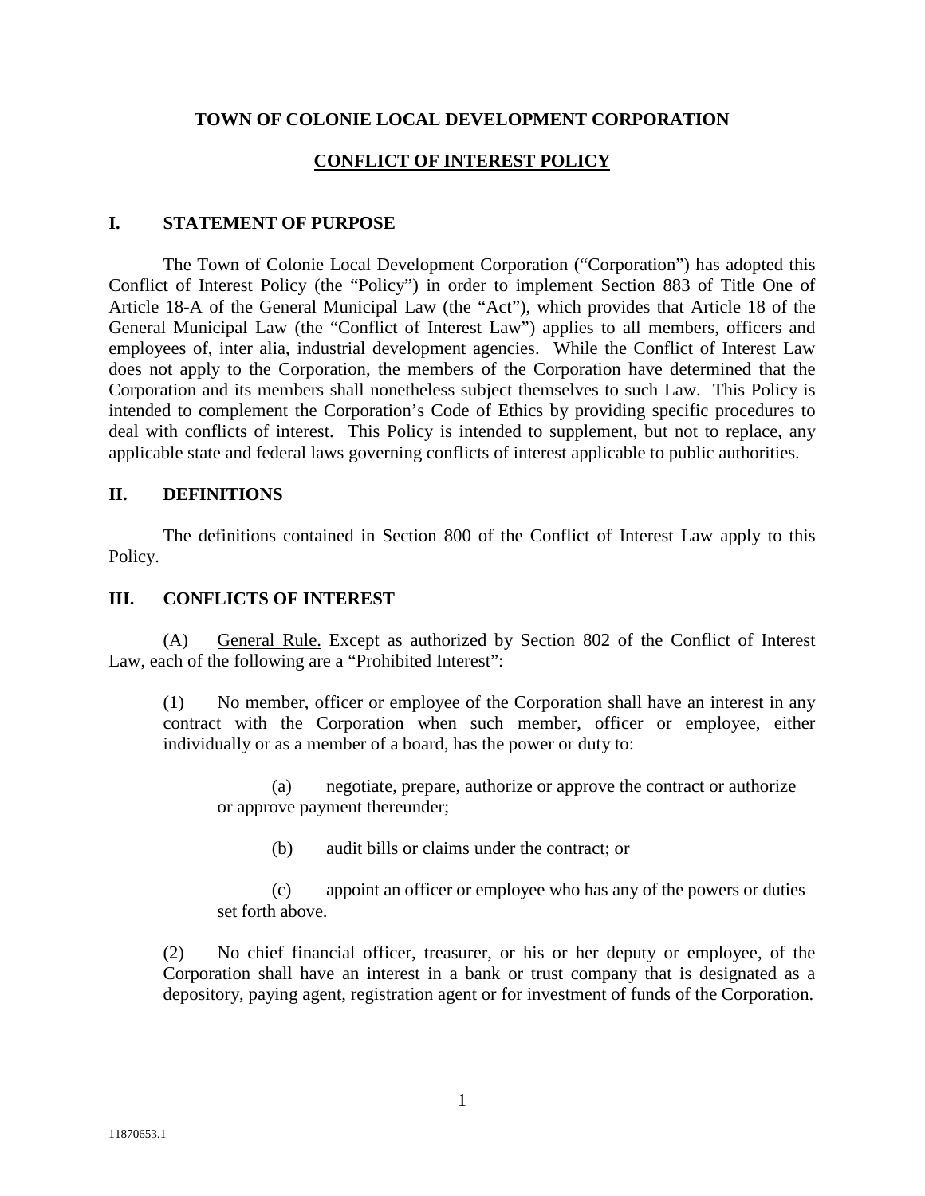# TOWN OF COLONIE LOCAL DEVELOPMENT CORPORATION

## CONFLICT OF INTEREST POLICY

### I. STATEMENT OF PURPOSE

The Town of Colonie Local Development Corporation ("Corporation") has adopted this Conflict of Interest Policy (the "Policy") in order to implement Section 883 of Title One of Article 18-A of the General Municipal Law (the "Act"), which provides that Article 18 of the General Municipal Law (the "Conflict of Interest Law") applies to all members, officers and employees of, inter alia, industrial development agencies. While the Conflict of Interest Law does not apply to the Corporation, the members of the Corporation have determined that the Corporation and its members shall nonetheless subject themselves to such Law. This Policy is intended to complement the Corporation's Code of Ethics by providing specific procedures to deal with conflicts of interest. This Policy is intended to supplement, but not to replace, any applicable state and federal laws governing conflicts of interest applicable to public authorities.

### II. DEFINITIONS

The definitions contained in Section 800 of the Conflict of Interest Law apply to this Policy.

### III. CONFLICTS OF INTEREST

(A) General Rule. Except as authorized by Section 802 of the Conflict of Interest Law, each of the following are a "Prohibited Interest":

(1) No member, officer or employee of the Corporation shall have an interest in any contract with the Corporation when such member, officer or employee, either individually or as a member of a board, has the power or duty to:

(a) negotiate, prepare, authorize or approve the contract or authorize or approve payment thereunder;

(b) audit bills or claims under the contract; or

(c) appoint an officer or employee who has any of the powers or duties set forth above.

(2) No chief financial officer, treasurer, or his or her deputy or employee, of the Corporation shall have an interest in a bank or trust company that is designated as a depository, paying agent, registration agent or for investment of funds of the Corporation.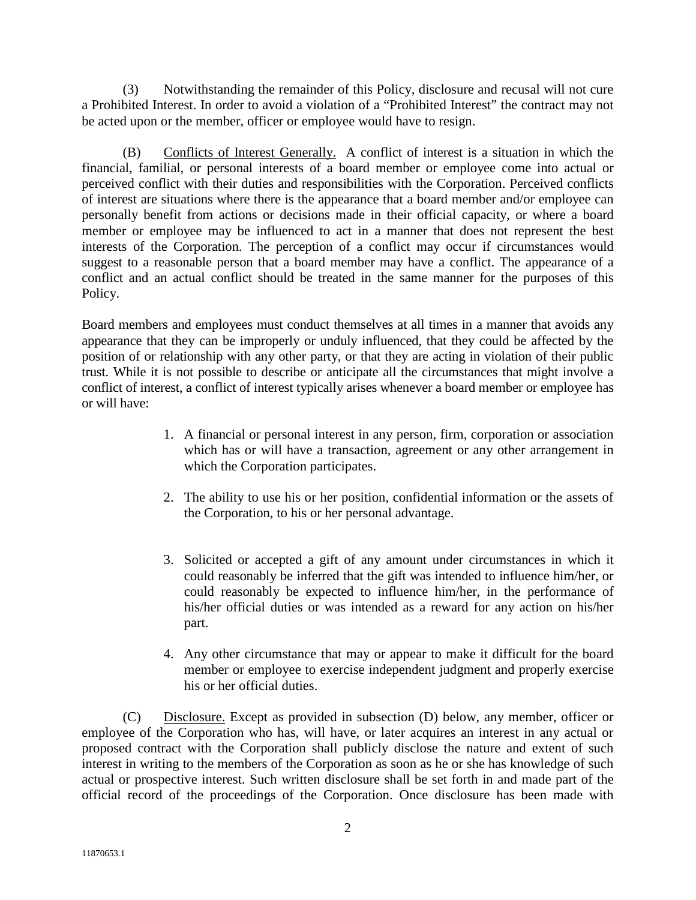(3) Notwithstanding the remainder of this Policy, disclosure and recusal will not cure a Prohibited Interest. In order to avoid a violation of a "Prohibited Interest" the contract may not be acted upon or the member, officer or employee would have to resign.

(B) <u>Conflicts of Interest Generally.</u> A conflict of interest is a situation in which the financial, familial, or personal interests of a board member or employee come into actual or perceived conflict with their duties and responsibilities with the Corporation. Perceived conflicts of interest are situations where there is the appearance that a board member and/or employee can personally benefit from actions or decisions made in their official capacity, or where a board member or employee may be influenced to act in a manner that does not represent the best interests of the Corporation. The perception of a conflict may occur if circumstances would suggest to a reasonable person that a board member may have a conflict. The appearance of a conflict and an actual conflict should be treated in the same manner for the purposes of this Policy.

Board members and employees must conduct themselves at all times in a manner that avoids any appearance that they can be improperly or unduly influenced, that they could be affected by the position of or relationship with any other party, or that they are acting in violation of their public trust. While it is not possible to describe or anticipate all the circumstances that might involve a conflict of interest, a conflict of interest typically arises whenever a board member or employee has or will have:

1. A financial or personal interest in any person, firm, corporation or association which has or will have a transaction, agreement or any other arrangement in which the Corporation participates.
2. The ability to use his or her position, confidential information or the assets of the Corporation, to his or her personal advantage.
3. Solicited or accepted a gift of any amount under circumstances in which it could reasonably be inferred that the gift was intended to influence him/her, or could reasonably be expected to influence him/her, in the performance of his/her official duties or was intended as a reward for any action on his/her part.
4. Any other circumstance that may or appear to make it difficult for the board member or employee to exercise independent judgment and properly exercise his or her official duties.

(C) <u>Disclosure.</u> Except as provided in subsection (D) below, any member, officer or employee of the Corporation who has, will have, or later acquires an interest in any actual or proposed contract with the Corporation shall publicly disclose the nature and extent of such interest in writing to the members of the Corporation as soon as he or she has knowledge of such actual or prospective interest. Such written disclosure shall be set forth in and made part of the official record of the proceedings of the Corporation. Once disclosure has been made with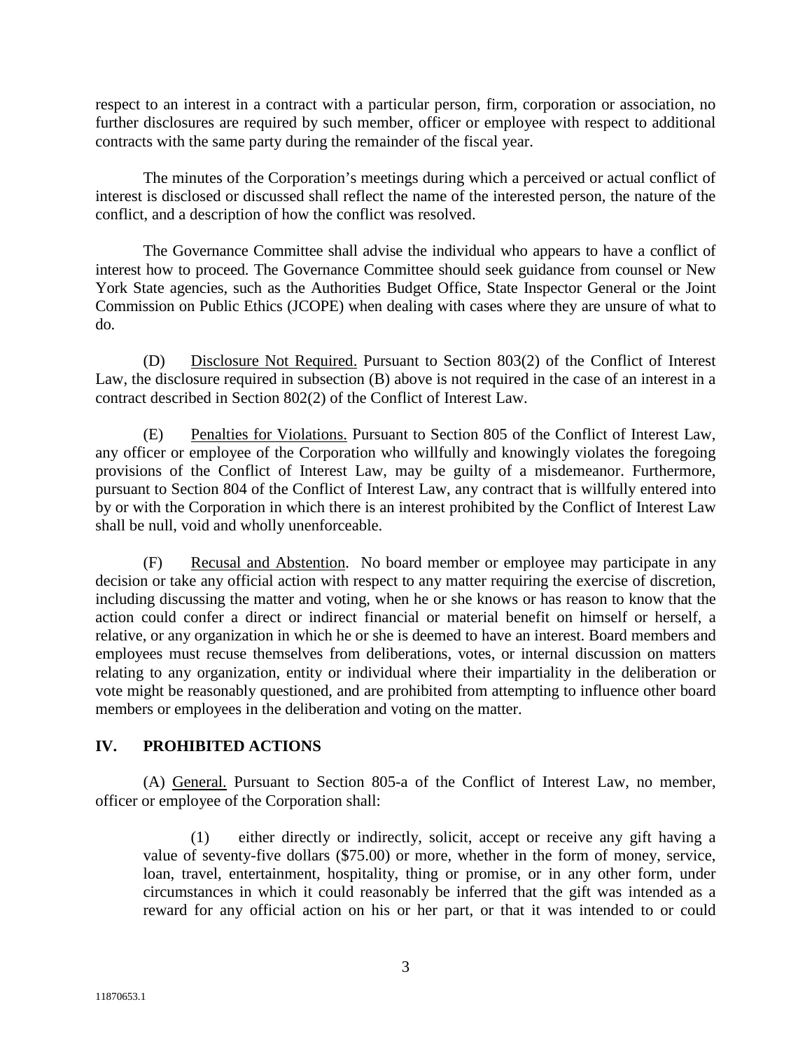respect to an interest in a contract with a particular person, firm, corporation or association, no further disclosures are required by such member, officer or employee with respect to additional contracts with the same party during the remainder of the fiscal year.

The minutes of the Corporation's meetings during which a perceived or actual conflict of interest is disclosed or discussed shall reflect the name of the interested person, the nature of the conflict, and a description of how the conflict was resolved.

The Governance Committee shall advise the individual who appears to have a conflict of interest how to proceed. The Governance Committee should seek guidance from counsel or New York State agencies, such as the Authorities Budget Office, State Inspector General or the Joint Commission on Public Ethics (JCOPE) when dealing with cases where they are unsure of what to do.

(D) Disclosure Not Required. Pursuant to Section 803(2) of the Conflict of Interest Law, the disclosure required in subsection (B) above is not required in the case of an interest in a contract described in Section 802(2) of the Conflict of Interest Law.

(E) Penalties for Violations. Pursuant to Section 805 of the Conflict of Interest Law, any officer or employee of the Corporation who willfully and knowingly violates the foregoing provisions of the Conflict of Interest Law, may be guilty of a misdemeanor. Furthermore, pursuant to Section 804 of the Conflict of Interest Law, any contract that is willfully entered into by or with the Corporation in which there is an interest prohibited by the Conflict of Interest Law shall be null, void and wholly unenforceable.

(F) Recusal and Abstention. No board member or employee may participate in any decision or take any official action with respect to any matter requiring the exercise of discretion, including discussing the matter and voting, when he or she knows or has reason to know that the action could confer a direct or indirect financial or material benefit on himself or herself, a relative, or any organization in which he or she is deemed to have an interest. Board members and employees must recuse themselves from deliberations, votes, or internal discussion on matters relating to any organization, entity or individual where their impartiality in the deliberation or vote might be reasonably questioned, and are prohibited from attempting to influence other board members or employees in the deliberation and voting on the matter.

## IV. PROHIBITED ACTIONS

(A) General. Pursuant to Section 805-a of the Conflict of Interest Law, no member, officer or employee of the Corporation shall:

(1) either directly or indirectly, solicit, accept or receive any gift having a value of seventy-five dollars ($75.00) or more, whether in the form of money, service, loan, travel, entertainment, hospitality, thing or promise, or in any other form, under circumstances in which it could reasonably be inferred that the gift was intended as a reward for any official action on his or her part, or that it was intended to or could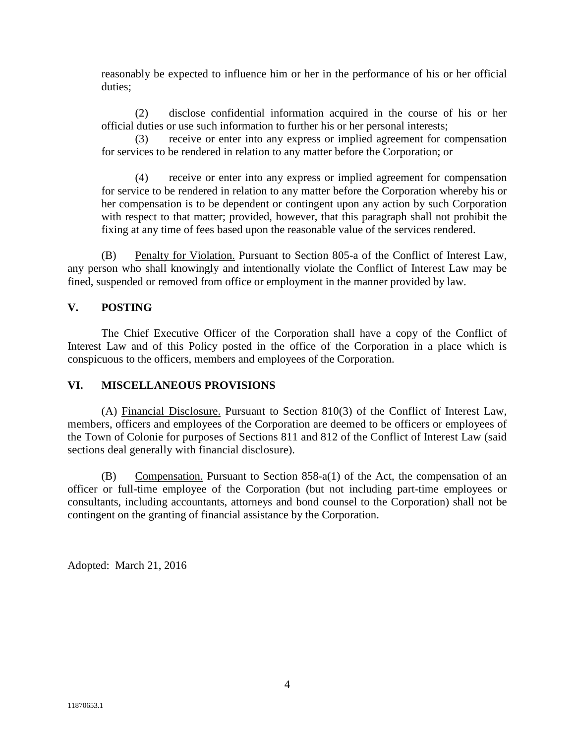reasonably be expected to influence him or her in the performance of his or her official duties;

(2) disclose confidential information acquired in the course of his or her official duties or use such information to further his or her personal interests;

(3) receive or enter into any express or implied agreement for compensation for services to be rendered in relation to any matter before the Corporation; or

(4) receive or enter into any express or implied agreement for compensation for service to be rendered in relation to any matter before the Corporation whereby his or her compensation is to be dependent or contingent upon any action by such Corporation with respect to that matter; provided, however, that this paragraph shall not prohibit the fixing at any time of fees based upon the reasonable value of the services rendered.

(B) Penalty for Violation. Pursuant to Section 805-a of the Conflict of Interest Law, any person who shall knowingly and intentionally violate the Conflict of Interest Law may be fined, suspended or removed from office or employment in the manner provided by law.

## V. POSTING

The Chief Executive Officer of the Corporation shall have a copy of the Conflict of Interest Law and of this Policy posted in the office of the Corporation in a place which is conspicuous to the officers, members and employees of the Corporation.

## VI. MISCELLANEOUS PROVISIONS

(A) Financial Disclosure. Pursuant to Section 810(3) of the Conflict of Interest Law, members, officers and employees of the Corporation are deemed to be officers or employees of the Town of Colonie for purposes of Sections 811 and 812 of the Conflict of Interest Law (said sections deal generally with financial disclosure).

(B) Compensation. Pursuant to Section 858-a(1) of the Act, the compensation of an officer or full-time employee of the Corporation (but not including part-time employees or consultants, including accountants, attorneys and bond counsel to the Corporation) shall not be contingent on the granting of financial assistance by the Corporation.

Adopted: March 21, 2016

11870653.1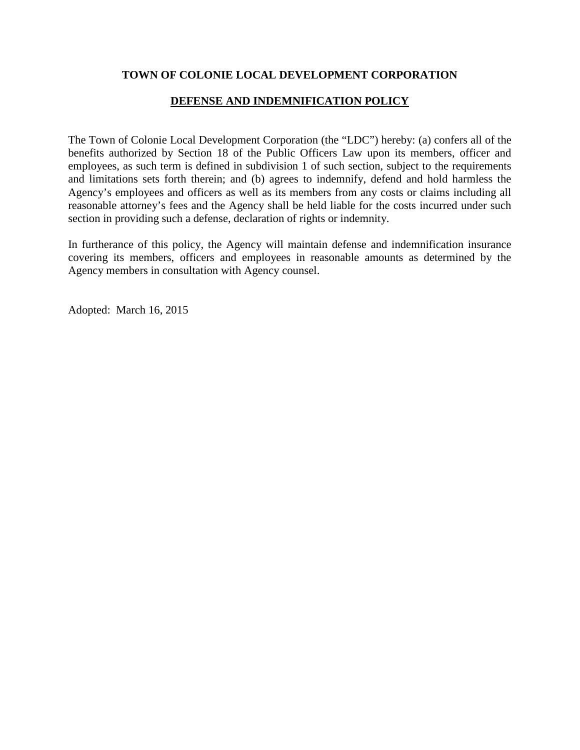**TOWN OF COLONIE LOCAL DEVELOPMENT CORPORATION**

**DEFENSE AND INDEMNIFICATION POLICY**

The Town of Colonie Local Development Corporation (the "LDC") hereby: (a) confers all of the benefits authorized by Section 18 of the Public Officers Law upon its members, officer and employees, as such term is defined in subdivision 1 of such section, subject to the requirements and limitations sets forth therein; and (b) agrees to indemnify, defend and hold harmless the Agency's employees and officers as well as its members from any costs or claims including all reasonable attorney's fees and the Agency shall be held liable for the costs incurred under such section in providing such a defense, declaration of rights or indemnity.

In furtherance of this policy, the Agency will maintain defense and indemnification insurance covering its members, officers and employees in reasonable amounts as determined by the Agency members in consultation with Agency counsel.

Adopted: March 16, 2015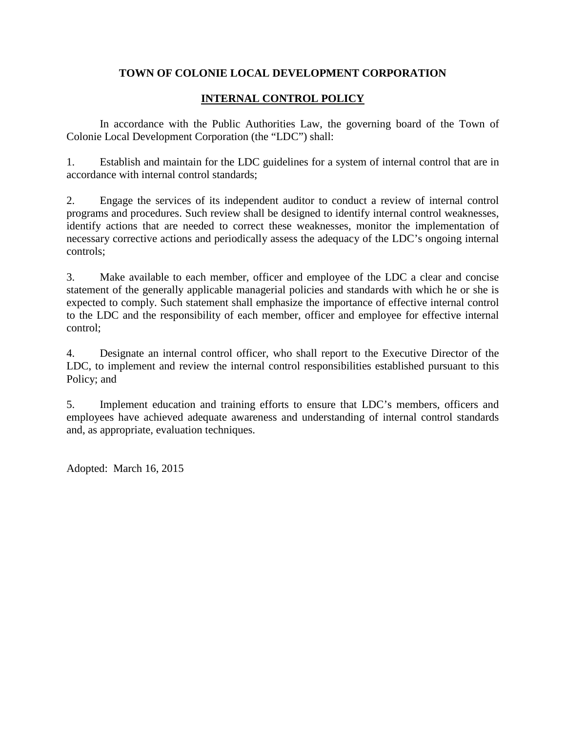# TOWN OF COLONIE LOCAL DEVELOPMENT CORPORATION

## INTERNAL CONTROL POLICY

In accordance with the Public Authorities Law, the governing board of the Town of Colonie Local Development Corporation (the "LDC") shall:

1. Establish and maintain for the LDC guidelines for a system of internal control that are in accordance with internal control standards;

2. Engage the services of its independent auditor to conduct a review of internal control programs and procedures. Such review shall be designed to identify internal control weaknesses, identify actions that are needed to correct these weaknesses, monitor the implementation of necessary corrective actions and periodically assess the adequacy of the LDC's ongoing internal controls;

3. Make available to each member, officer and employee of the LDC a clear and concise statement of the generally applicable managerial policies and standards with which he or she is expected to comply. Such statement shall emphasize the importance of effective internal control to the LDC and the responsibility of each member, officer and employee for effective internal control;

4. Designate an internal control officer, who shall report to the Executive Director of the LDC, to implement and review the internal control responsibilities established pursuant to this Policy; and

5. Implement education and training efforts to ensure that LDC's members, officers and employees have achieved adequate awareness and understanding of internal control standards and, as appropriate, evaluation techniques.

Adopted: March 16, 2015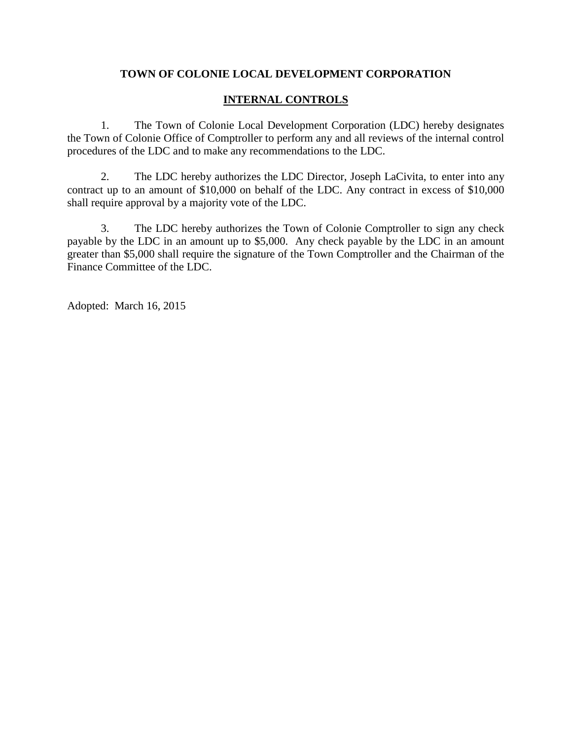# TOWN OF COLONIE LOCAL DEVELOPMENT CORPORATION

## INTERNAL CONTROLS

1. The Town of Colonie Local Development Corporation (LDC) hereby designates the Town of Colonie Office of Comptroller to perform any and all reviews of the internal control procedures of the LDC and to make any recommendations to the LDC.

2. The LDC hereby authorizes the LDC Director, Joseph LaCivita, to enter into any contract up to an amount of $10,000 on behalf of the LDC. Any contract in excess of $10,000 shall require approval by a majority vote of the LDC.

3. The LDC hereby authorizes the Town of Colonie Comptroller to sign any check payable by the LDC in an amount up to $5,000. Any check payable by the LDC in an amount greater than $5,000 shall require the signature of the Town Comptroller and the Chairman of the Finance Committee of the LDC.

Adopted: March 16, 2015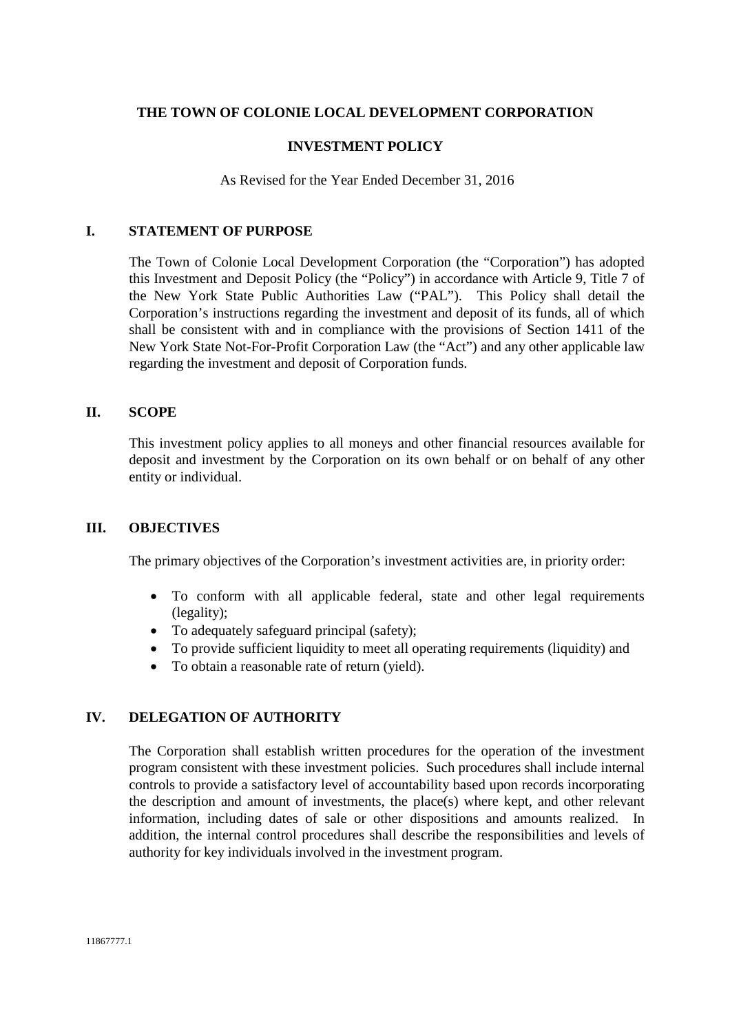**THE TOWN OF COLONIE LOCAL DEVELOPMENT CORPORATION**

**INVESTMENT POLICY**

As Revised for the Year Ended December 31, 2016

## I. STATEMENT OF PURPOSE

The Town of Colonie Local Development Corporation (the "Corporation") has adopted this Investment and Deposit Policy (the "Policy") in accordance with Article 9, Title 7 of the New York State Public Authorities Law ("PAL"). This Policy shall detail the Corporation's instructions regarding the investment and deposit of its funds, all of which shall be consistent with and in compliance with the provisions of Section 1411 of the New York State Not-For-Profit Corporation Law (the "Act") and any other applicable law regarding the investment and deposit of Corporation funds.

## II. SCOPE

This investment policy applies to all moneys and other financial resources available for deposit and investment by the Corporation on its own behalf or on behalf of any other entity or individual.

## III. OBJECTIVES

The primary objectives of the Corporation's investment activities are, in priority order:

- To conform with all applicable federal, state and other legal requirements (legality);
- To adequately safeguard principal (safety);
- To provide sufficient liquidity to meet all operating requirements (liquidity) and
- To obtain a reasonable rate of return (yield).

## IV. DELEGATION OF AUTHORITY

The Corporation shall establish written procedures for the operation of the investment program consistent with these investment policies. Such procedures shall include internal controls to provide a satisfactory level of accountability based upon records incorporating the description and amount of investments, the place(s) where kept, and other relevant information, including dates of sale or other dispositions and amounts realized. In addition, the internal control procedures shall describe the responsibilities and levels of authority for key individuals involved in the investment program.

11867777.1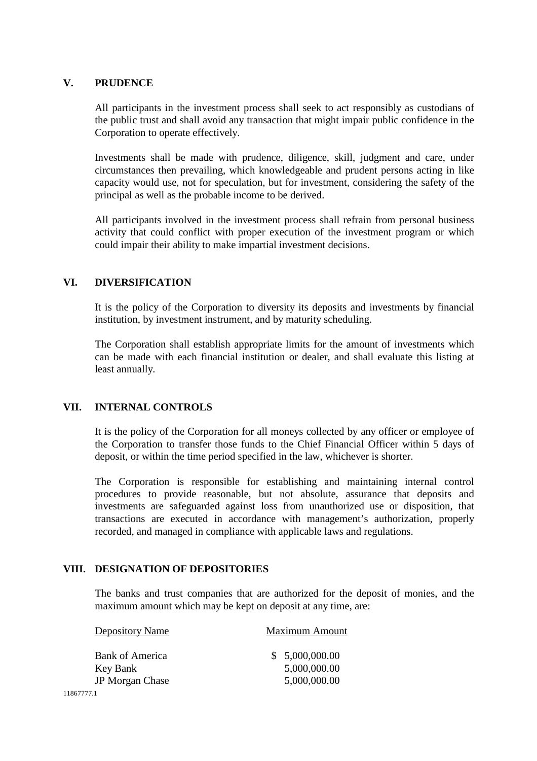## V. PRUDENCE

All participants in the investment process shall seek to act responsibly as custodians of the public trust and shall avoid any transaction that might impair public confidence in the Corporation to operate effectively.

Investments shall be made with prudence, diligence, skill, judgment and care, under circumstances then prevailing, which knowledgeable and prudent persons acting in like capacity would use, not for speculation, but for investment, considering the safety of the principal as well as the probable income to be derived.

All participants involved in the investment process shall refrain from personal business activity that could conflict with proper execution of the investment program or which could impair their ability to make impartial investment decisions.

## VI. DIVERSIFICATION

It is the policy of the Corporation to diversity its deposits and investments by financial institution, by investment instrument, and by maturity scheduling.

The Corporation shall establish appropriate limits for the amount of investments which can be made with each financial institution or dealer, and shall evaluate this listing at least annually.

## VII. INTERNAL CONTROLS

It is the policy of the Corporation for all moneys collected by any officer or employee of the Corporation to transfer those funds to the Chief Financial Officer within 5 days of deposit, or within the time period specified in the law, whichever is shorter.

The Corporation is responsible for establishing and maintaining internal control procedures to provide reasonable, but not absolute, assurance that deposits and investments are safeguarded against loss from unauthorized use or disposition, that transactions are executed in accordance with management's authorization, properly recorded, and managed in compliance with applicable laws and regulations.

## VIII. DESIGNATION OF DEPOSITORIES

The banks and trust companies that are authorized for the deposit of monies, and the maximum amount which may be kept on deposit at any time, are:

| Depository Name | Maximum Amount |
|---|---|
| Bank of America | $ 5,000,000.00 |
| Key Bank | 5,000,000.00 |
| JP Morgan Chase | 5,000,000.00 |

11867777.1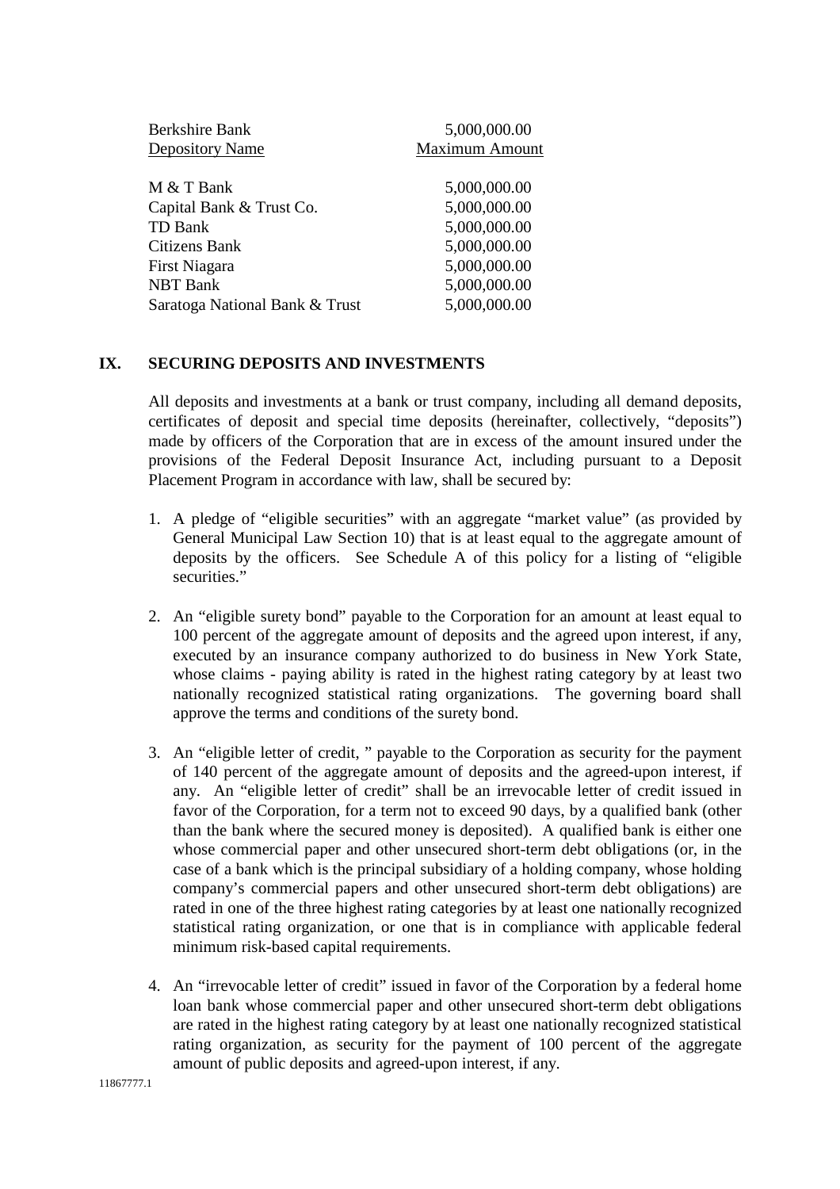| Berkshire Bank | 5,000,000.00 |
|---|---|
| Depository Name | Maximum Amount |
| M & T Bank | 5,000,000.00 |
| Capital Bank & Trust Co. | 5,000,000.00 |
| TD Bank | 5,000,000.00 |
| Citizens Bank | 5,000,000.00 |
| First Niagara | 5,000,000.00 |
| NBT Bank | 5,000,000.00 |
| Saratoga National Bank & Trust | 5,000,000.00 |

## IX. SECURING DEPOSITS AND INVESTMENTS

All deposits and investments at a bank or trust company, including all demand deposits, certificates of deposit and special time deposits (hereinafter, collectively, "deposits") made by officers of the Corporation that are in excess of the amount insured under the provisions of the Federal Deposit Insurance Act, including pursuant to a Deposit Placement Program in accordance with law, shall be secured by:

1. A pledge of "eligible securities" with an aggregate "market value" (as provided by General Municipal Law Section 10) that is at least equal to the aggregate amount of deposits by the officers. See Schedule A of this policy for a listing of "eligible securities."

2. An "eligible surety bond" payable to the Corporation for an amount at least equal to 100 percent of the aggregate amount of deposits and the agreed upon interest, if any, executed by an insurance company authorized to do business in New York State, whose claims - paying ability is rated in the highest rating category by at least two nationally recognized statistical rating organizations. The governing board shall approve the terms and conditions of the surety bond.

3. An "eligible letter of credit, " payable to the Corporation as security for the payment of 140 percent of the aggregate amount of deposits and the agreed-upon interest, if any. An "eligible letter of credit" shall be an irrevocable letter of credit issued in favor of the Corporation, for a term not to exceed 90 days, by a qualified bank (other than the bank where the secured money is deposited). A qualified bank is either one whose commercial paper and other unsecured short-term debt obligations (or, in the case of a bank which is the principal subsidiary of a holding company, whose holding company's commercial papers and other unsecured short-term debt obligations) are rated in one of the three highest rating categories by at least one nationally recognized statistical rating organization, or one that is in compliance with applicable federal minimum risk-based capital requirements.

4. An "irrevocable letter of credit" issued in favor of the Corporation by a federal home loan bank whose commercial paper and other unsecured short-term debt obligations are rated in the highest rating category by at least one nationally recognized statistical rating organization, as security for the payment of 100 percent of the aggregate amount of public deposits and agreed-upon interest, if any.

11867777.1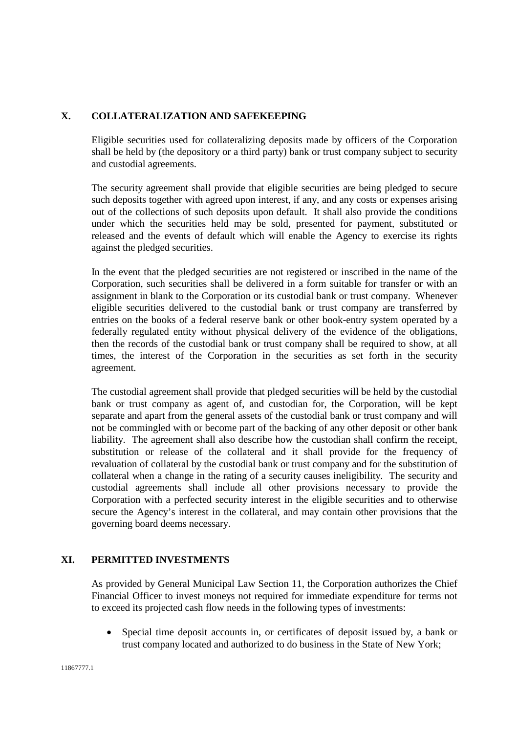## X. COLLATERALIZATION AND SAFEKEEPING

Eligible securities used for collateralizing deposits made by officers of the Corporation shall be held by (the depository or a third party) bank or trust company subject to security and custodial agreements.

The security agreement shall provide that eligible securities are being pledged to secure such deposits together with agreed upon interest, if any, and any costs or expenses arising out of the collections of such deposits upon default. It shall also provide the conditions under which the securities held may be sold, presented for payment, substituted or released and the events of default which will enable the Agency to exercise its rights against the pledged securities.

In the event that the pledged securities are not registered or inscribed in the name of the Corporation, such securities shall be delivered in a form suitable for transfer or with an assignment in blank to the Corporation or its custodial bank or trust company. Whenever eligible securities delivered to the custodial bank or trust company are transferred by entries on the books of a federal reserve bank or other book-entry system operated by a federally regulated entity without physical delivery of the evidence of the obligations, then the records of the custodial bank or trust company shall be required to show, at all times, the interest of the Corporation in the securities as set forth in the security agreement.

The custodial agreement shall provide that pledged securities will be held by the custodial bank or trust company as agent of, and custodian for, the Corporation, will be kept separate and apart from the general assets of the custodial bank or trust company and will not be commingled with or become part of the backing of any other deposit or other bank liability. The agreement shall also describe how the custodian shall confirm the receipt, substitution or release of the collateral and it shall provide for the frequency of revaluation of collateral by the custodial bank or trust company and for the substitution of collateral when a change in the rating of a security causes ineligibility. The security and custodial agreements shall include all other provisions necessary to provide the Corporation with a perfected security interest in the eligible securities and to otherwise secure the Agency's interest in the collateral, and may contain other provisions that the governing board deems necessary.

## XI. PERMITTED INVESTMENTS

As provided by General Municipal Law Section 11, the Corporation authorizes the Chief Financial Officer to invest moneys not required for immediate expenditure for terms not to exceed its projected cash flow needs in the following types of investments:

- Special time deposit accounts in, or certificates of deposit issued by, a bank or trust company located and authorized to do business in the State of New York;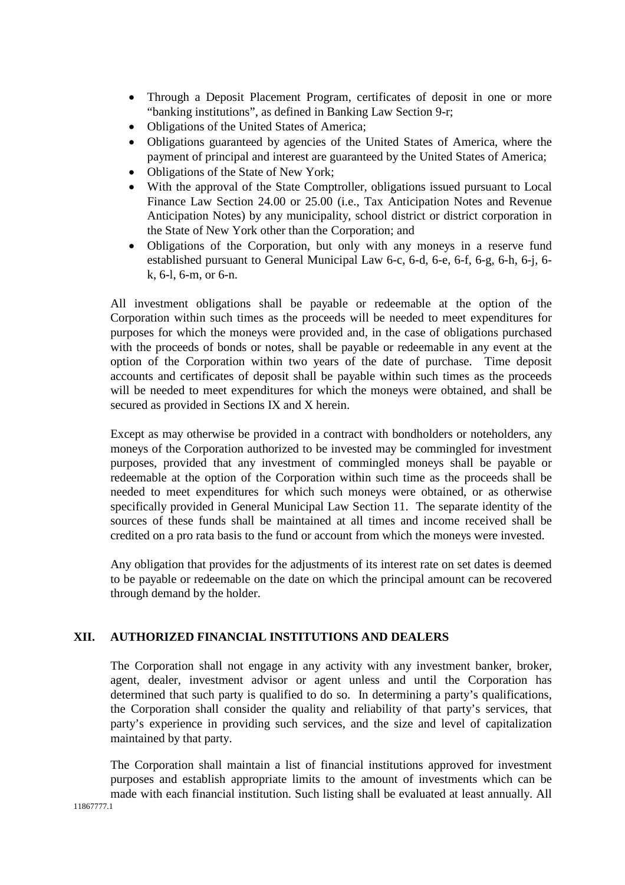- Through a Deposit Placement Program, certificates of deposit in one or more "banking institutions", as defined in Banking Law Section 9-r;
- Obligations of the United States of America;
- Obligations guaranteed by agencies of the United States of America, where the payment of principal and interest are guaranteed by the United States of America;
- Obligations of the State of New York;
- With the approval of the State Comptroller, obligations issued pursuant to Local Finance Law Section 24.00 or 25.00 (i.e., Tax Anticipation Notes and Revenue Anticipation Notes) by any municipality, school district or district corporation in the State of New York other than the Corporation; and
- Obligations of the Corporation, but only with any moneys in a reserve fund established pursuant to General Municipal Law 6-c, 6-d, 6-e, 6-f, 6-g, 6-h, 6-j, 6-k, 6-l, 6-m, or 6-n.

All investment obligations shall be payable or redeemable at the option of the Corporation within such times as the proceeds will be needed to meet expenditures for purposes for which the moneys were provided and, in the case of obligations purchased with the proceeds of bonds or notes, shall be payable or redeemable in any event at the option of the Corporation within two years of the date of purchase. Time deposit accounts and certificates of deposit shall be payable within such times as the proceeds will be needed to meet expenditures for which the moneys were obtained, and shall be secured as provided in Sections IX and X herein.

Except as may otherwise be provided in a contract with bondholders or noteholders, any moneys of the Corporation authorized to be invested may be commingled for investment purposes, provided that any investment of commingled moneys shall be payable or redeemable at the option of the Corporation within such time as the proceeds shall be needed to meet expenditures for which such moneys were obtained, or as otherwise specifically provided in General Municipal Law Section 11. The separate identity of the sources of these funds shall be maintained at all times and income received shall be credited on a pro rata basis to the fund or account from which the moneys were invested.

Any obligation that provides for the adjustments of its interest rate on set dates is deemed to be payable or redeemable on the date on which the principal amount can be recovered through demand by the holder.

## XII. AUTHORIZED FINANCIAL INSTITUTIONS AND DEALERS

The Corporation shall not engage in any activity with any investment banker, broker, agent, dealer, investment advisor or agent unless and until the Corporation has determined that such party is qualified to do so. In determining a party's qualifications, the Corporation shall consider the quality and reliability of that party's services, that party's experience in providing such services, and the size and level of capitalization maintained by that party.

The Corporation shall maintain a list of financial institutions approved for investment purposes and establish appropriate limits to the amount of investments which can be made with each financial institution. Such listing shall be evaluated at least annually. All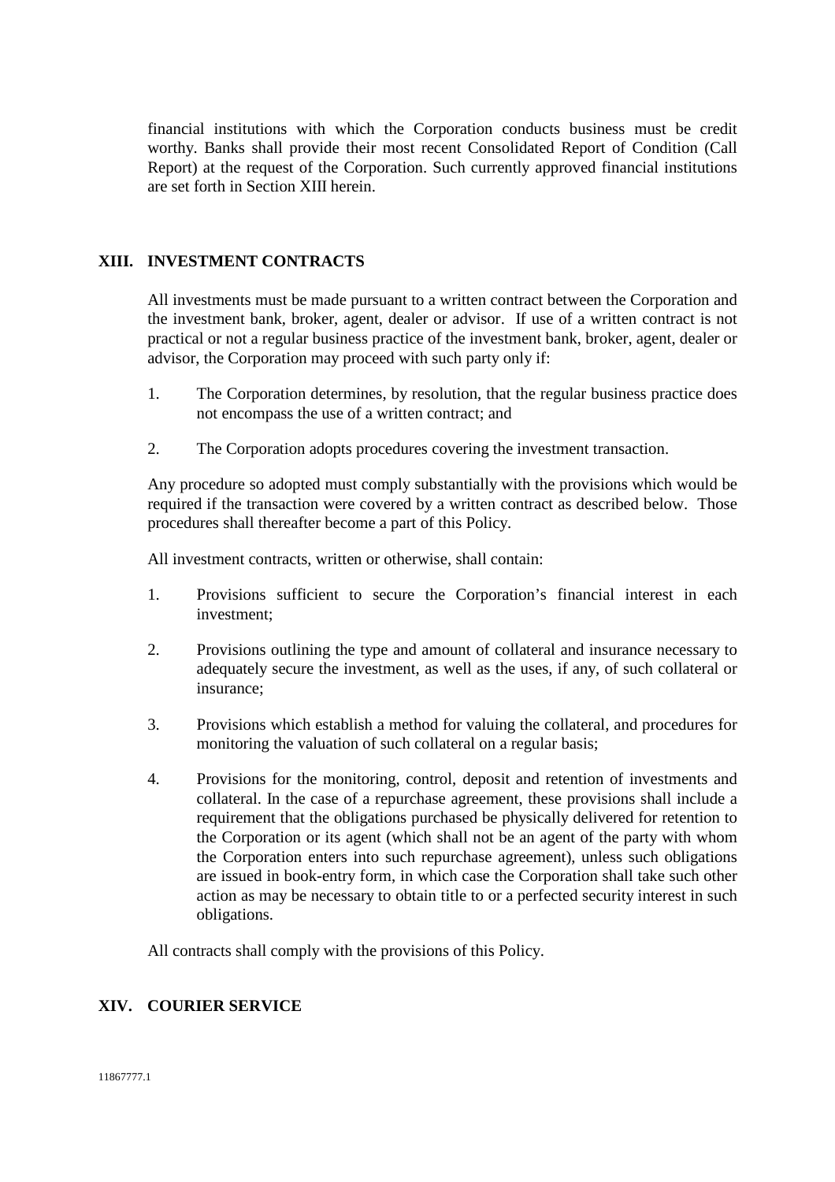financial institutions with which the Corporation conducts business must be credit worthy. Banks shall provide their most recent Consolidated Report of Condition (Call Report) at the request of the Corporation. Such currently approved financial institutions are set forth in Section XIII herein.

## XIII. INVESTMENT CONTRACTS

All investments must be made pursuant to a written contract between the Corporation and the investment bank, broker, agent, dealer or advisor. If use of a written contract is not practical or not a regular business practice of the investment bank, broker, agent, dealer or advisor, the Corporation may proceed with such party only if:

1. The Corporation determines, by resolution, that the regular business practice does not encompass the use of a written contract; and
2. The Corporation adopts procedures covering the investment transaction.

Any procedure so adopted must comply substantially with the provisions which would be required if the transaction were covered by a written contract as described below. Those procedures shall thereafter become a part of this Policy.

All investment contracts, written or otherwise, shall contain:

1. Provisions sufficient to secure the Corporation's financial interest in each investment;
2. Provisions outlining the type and amount of collateral and insurance necessary to adequately secure the investment, as well as the uses, if any, of such collateral or insurance;
3. Provisions which establish a method for valuing the collateral, and procedures for monitoring the valuation of such collateral on a regular basis;
4. Provisions for the monitoring, control, deposit and retention of investments and collateral. In the case of a repurchase agreement, these provisions shall include a requirement that the obligations purchased be physically delivered for retention to the Corporation or its agent (which shall not be an agent of the party with whom the Corporation enters into such repurchase agreement), unless such obligations are issued in book-entry form, in which case the Corporation shall take such other action as may be necessary to obtain title to or a perfected security interest in such obligations.

All contracts shall comply with the provisions of this Policy.

## XIV. COURIER SERVICE

11867777.1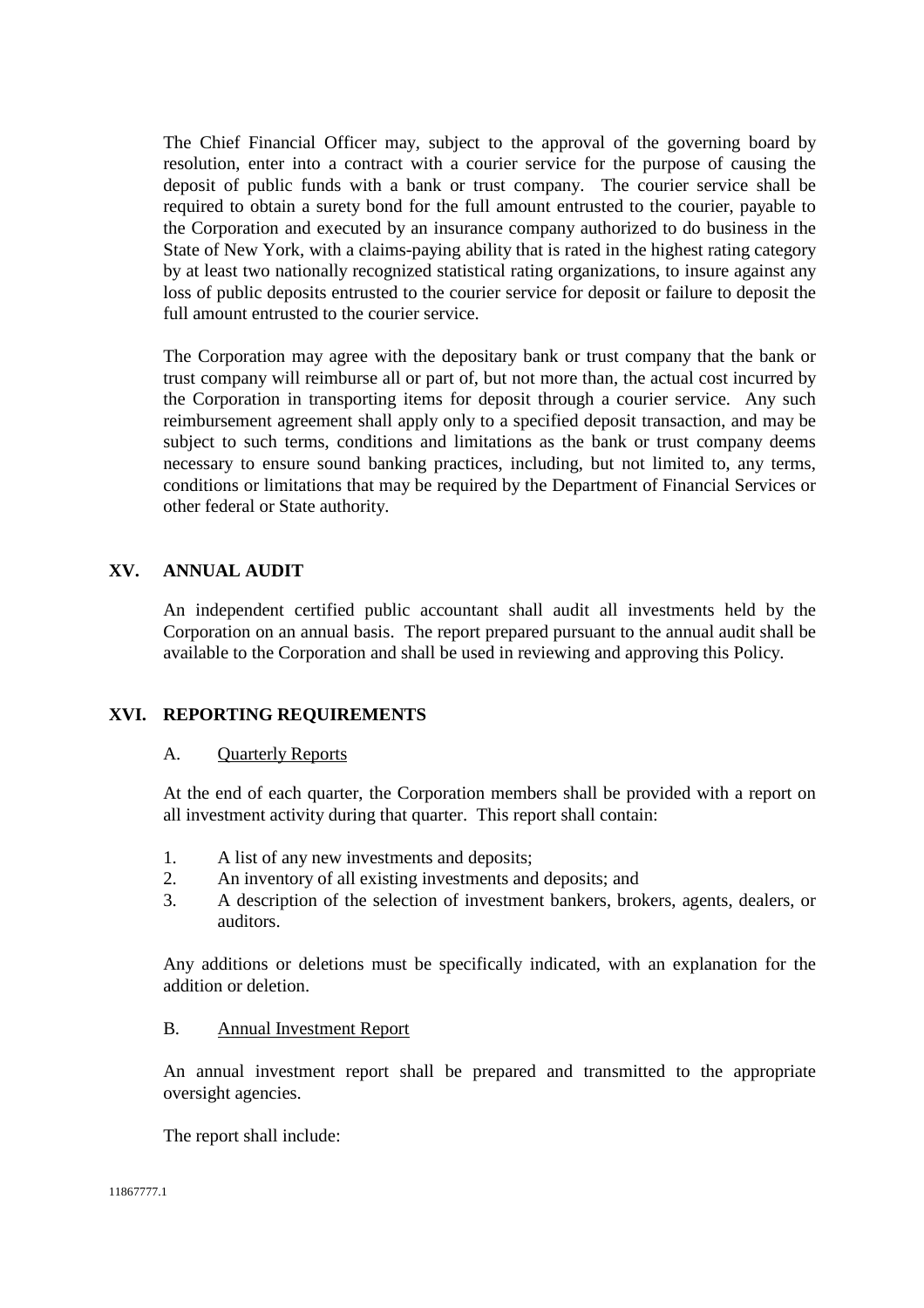The Chief Financial Officer may, subject to the approval of the governing board by resolution, enter into a contract with a courier service for the purpose of causing the deposit of public funds with a bank or trust company. The courier service shall be required to obtain a surety bond for the full amount entrusted to the courier, payable to the Corporation and executed by an insurance company authorized to do business in the State of New York, with a claims-paying ability that is rated in the highest rating category by at least two nationally recognized statistical rating organizations, to insure against any loss of public deposits entrusted to the courier service for deposit or failure to deposit the full amount entrusted to the courier service.

The Corporation may agree with the depositary bank or trust company that the bank or trust company will reimburse all or part of, but not more than, the actual cost incurred by the Corporation in transporting items for deposit through a courier service. Any such reimbursement agreement shall apply only to a specified deposit transaction, and may be subject to such terms, conditions and limitations as the bank or trust company deems necessary to ensure sound banking practices, including, but not limited to, any terms, conditions or limitations that may be required by the Department of Financial Services or other federal or State authority.

## XV. ANNUAL AUDIT

An independent certified public accountant shall audit all investments held by the Corporation on an annual basis. The report prepared pursuant to the annual audit shall be available to the Corporation and shall be used in reviewing and approving this Policy.

## XVI. REPORTING REQUIREMENTS

### A. Quarterly Reports

At the end of each quarter, the Corporation members shall be provided with a report on all investment activity during that quarter. This report shall contain:

1. A list of any new investments and deposits;
2. An inventory of all existing investments and deposits; and
3. A description of the selection of investment bankers, brokers, agents, dealers, or auditors.

Any additions or deletions must be specifically indicated, with an explanation for the addition or deletion.

### B. Annual Investment Report

An annual investment report shall be prepared and transmitted to the appropriate oversight agencies.

The report shall include: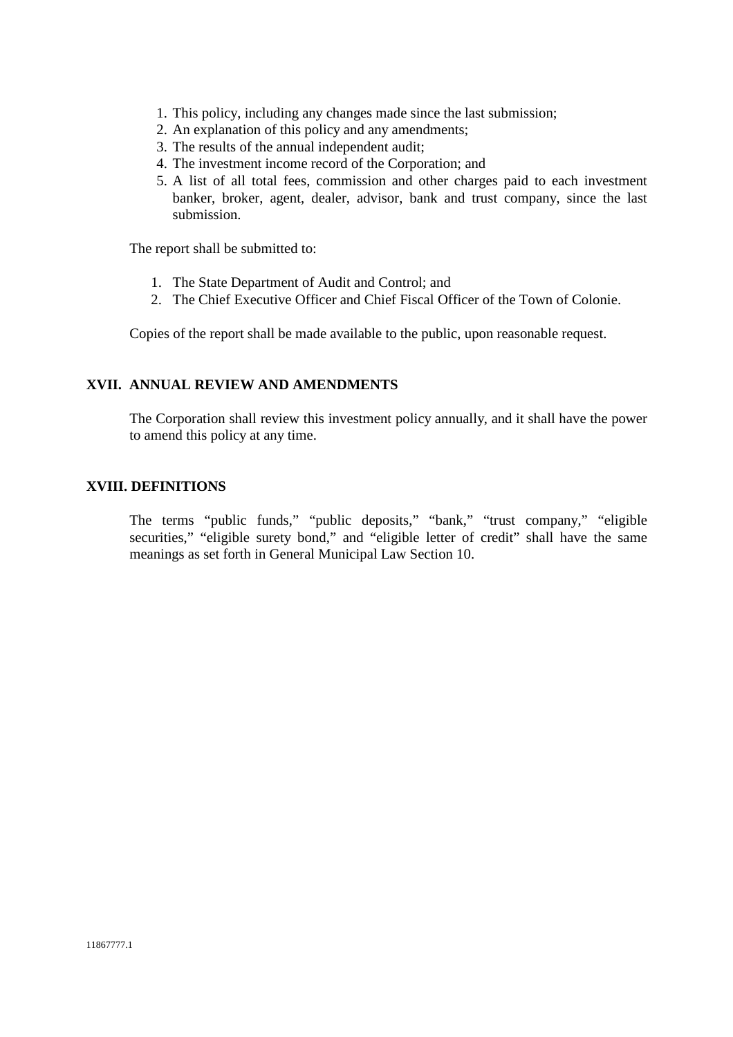1. This policy, including any changes made since the last submission;
2. An explanation of this policy and any amendments;
3. The results of the annual independent audit;
4. The investment income record of the Corporation; and
5. A list of all total fees, commission and other charges paid to each investment banker, broker, agent, dealer, advisor, bank and trust company, since the last submission.

The report shall be submitted to:

1. The State Department of Audit and Control; and
2. The Chief Executive Officer and Chief Fiscal Officer of the Town of Colonie.

Copies of the report shall be made available to the public, upon reasonable request.

## XVII. ANNUAL REVIEW AND AMENDMENTS

The Corporation shall review this investment policy annually, and it shall have the power to amend this policy at any time.

## XVIII. DEFINITIONS

The terms "public funds," "public deposits," "bank," "trust company," "eligible securities," "eligible surety bond," and "eligible letter of credit" shall have the same meanings as set forth in General Municipal Law Section 10.

11867777.1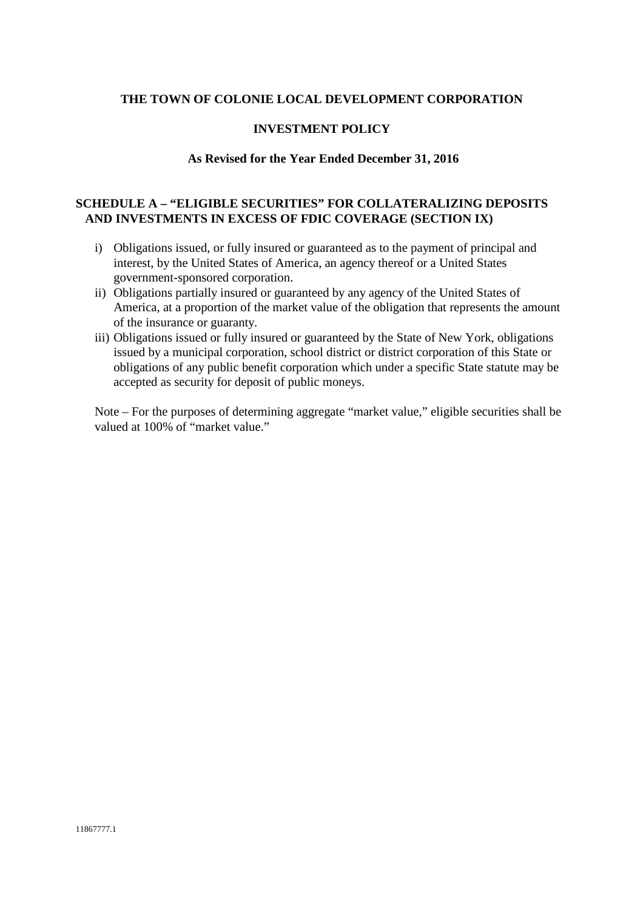**THE TOWN OF COLONIE LOCAL DEVELOPMENT CORPORATION**

**INVESTMENT POLICY**

**As Revised for the Year Ended December 31, 2016**

## SCHEDULE A – "ELIGIBLE SECURITIES" FOR COLLATERALIZING DEPOSITS AND INVESTMENTS IN EXCESS OF FDIC COVERAGE (SECTION IX)

i) Obligations issued, or fully insured or guaranteed as to the payment of principal and interest, by the United States of America, an agency thereof or a United States government-sponsored corporation.

ii) Obligations partially insured or guaranteed by any agency of the United States of America, at a proportion of the market value of the obligation that represents the amount of the insurance or guaranty.

iii) Obligations issued or fully insured or guaranteed by the State of New York, obligations issued by a municipal corporation, school district or district corporation of this State or obligations of any public benefit corporation which under a specific State statute may be accepted as security for deposit of public moneys.

Note – For the purposes of determining aggregate "market value," eligible securities shall be valued at 100% of "market value."

11867777.1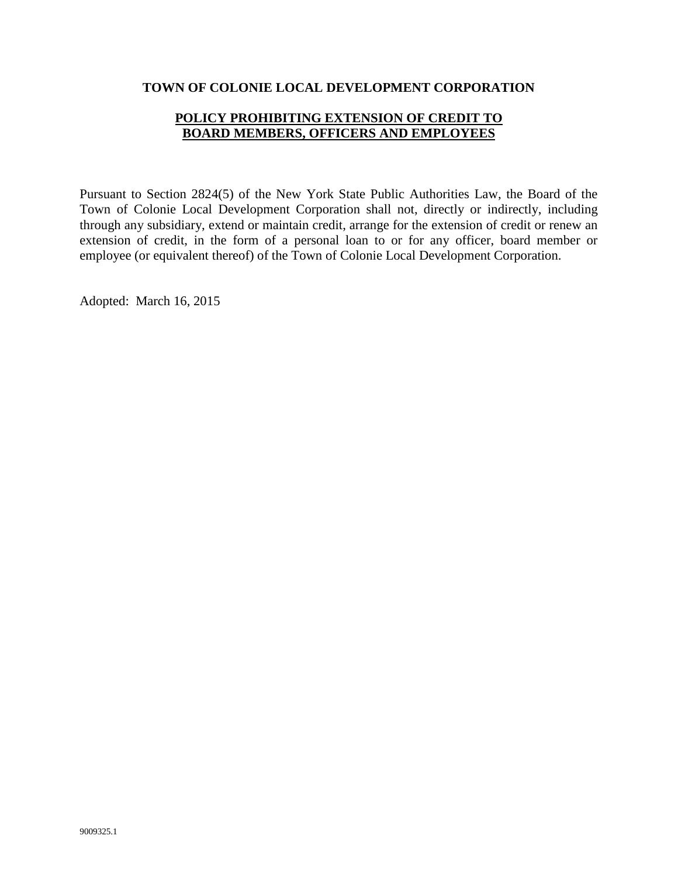**TOWN OF COLONIE LOCAL DEVELOPMENT CORPORATION**

**POLICY PROHIBITING EXTENSION OF CREDIT TO BOARD MEMBERS, OFFICERS AND EMPLOYEES**

Pursuant to Section 2824(5) of the New York State Public Authorities Law, the Board of the Town of Colonie Local Development Corporation shall not, directly or indirectly, including through any subsidiary, extend or maintain credit, arrange for the extension of credit or renew an extension of credit, in the form of a personal loan to or for any officer, board member or employee (or equivalent thereof) of the Town of Colonie Local Development Corporation.

Adopted: March 16, 2015

9009325.1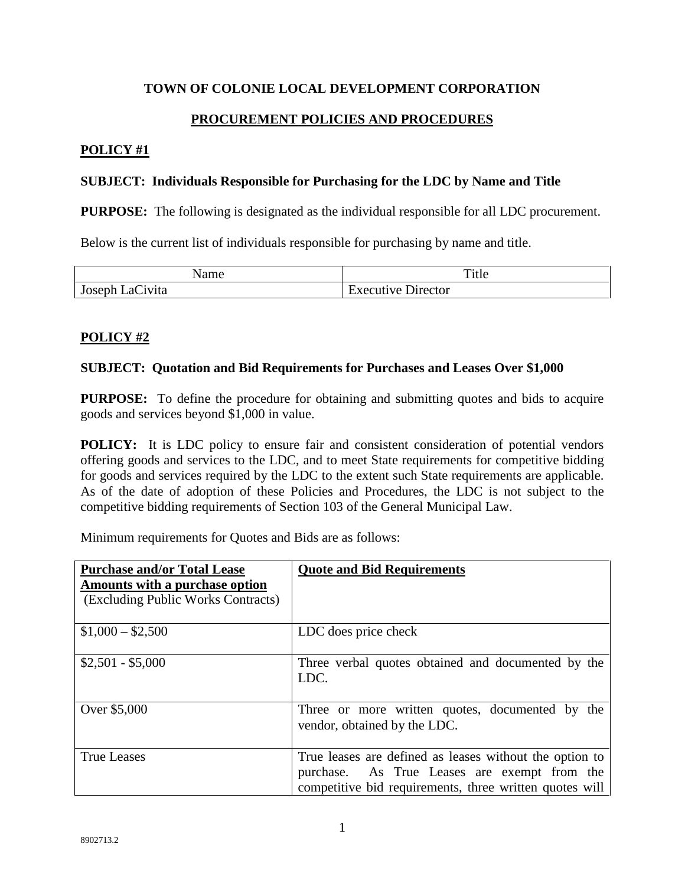**TOWN OF COLONIE LOCAL DEVELOPMENT CORPORATION**

**PROCUREMENT POLICIES AND PROCEDURES**

**POLICY #1**

**SUBJECT: Individuals Responsible for Purchasing for the LDC by Name and Title**

**PURPOSE:** The following is designated as the individual responsible for all LDC procurement.

Below is the current list of individuals responsible for purchasing by name and title.

| Name | Title |
|---|---|
| Joseph LaCivita | Executive Director |

**POLICY #2**

**SUBJECT: Quotation and Bid Requirements for Purchases and Leases Over $1,000**

**PURPOSE:** To define the procedure for obtaining and submitting quotes and bids to acquire goods and services beyond $1,000 in value.

**POLICY:** It is LDC policy to ensure fair and consistent consideration of potential vendors offering goods and services to the LDC, and to meet State requirements for competitive bidding for goods and services required by the LDC to the extent such State requirements are applicable. As of the date of adoption of these Policies and Procedures, the LDC is not subject to the competitive bidding requirements of Section 103 of the General Municipal Law.

Minimum requirements for Quotes and Bids are as follows:

| **Purchase and/or Total Lease Amounts with a purchase option** (Excluding Public Works Contracts) | **Quote and Bid Requirements** |
|---|---|
| $1,000 – $2,500 | LDC does price check |
| $2,501 - $5,000 | Three verbal quotes obtained and documented by the LDC. |
| Over $5,000 | Three or more written quotes, documented by the vendor, obtained by the LDC. |
| True Leases | True leases are defined as leases without the option to purchase. As True Leases are exempt from the competitive bid requirements, three written quotes will |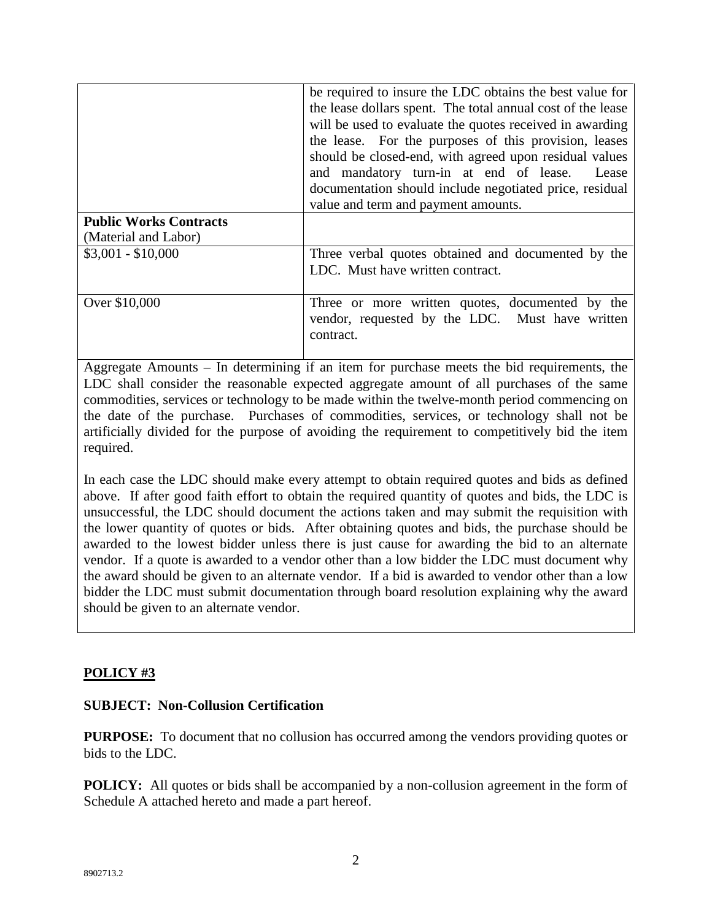| | |
|---|---|
| | be required to insure the LDC obtains the best value for the lease dollars spent. The total annual cost of the lease will be used to evaluate the quotes received in awarding the lease. For the purposes of this provision, leases should be closed-end, with agreed upon residual values and mandatory turn-in at end of lease. Lease documentation should include negotiated price, residual value and term and payment amounts. |
| **Public Works Contracts** (Material and Labor) | |
| $3,001 - $10,000 | Three verbal quotes obtained and documented by the LDC. Must have written contract. |
| Over $10,000 | Three or more written quotes, documented by the vendor, requested by the LDC. Must have written contract. |

Aggregate Amounts – In determining if an item for purchase meets the bid requirements, the LDC shall consider the reasonable expected aggregate amount of all purchases of the same commodities, services or technology to be made within the twelve-month period commencing on the date of the purchase. Purchases of commodities, services, or technology shall not be artificially divided for the purpose of avoiding the requirement to competitively bid the item required.

In each case the LDC should make every attempt to obtain required quotes and bids as defined above. If after good faith effort to obtain the required quantity of quotes and bids, the LDC is unsuccessful, the LDC should document the actions taken and may submit the requisition with the lower quantity of quotes or bids. After obtaining quotes and bids, the purchase should be awarded to the lowest bidder unless there is just cause for awarding the bid to an alternate vendor. If a quote is awarded to a vendor other than a low bidder the LDC must document why the award should be given to an alternate vendor. If a bid is awarded to vendor other than a low bidder the LDC must submit documentation through board resolution explaining why the award should be given to an alternate vendor.

## POLICY #3

**SUBJECT: Non-Collusion Certification**

**PURPOSE:** To document that no collusion has occurred among the vendors providing quotes or bids to the LDC.

**POLICY:** All quotes or bids shall be accompanied by a non-collusion agreement in the form of Schedule A attached hereto and made a part hereof.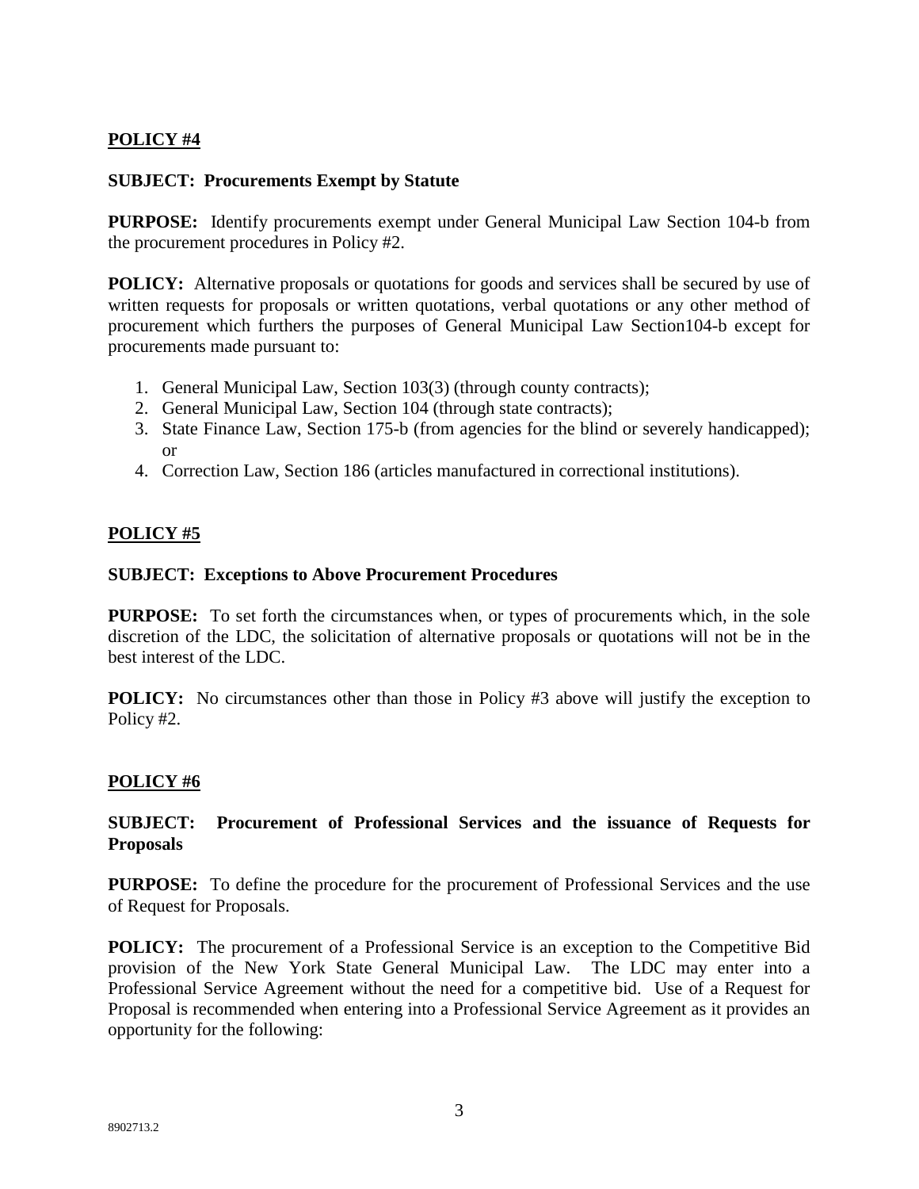**POLICY #4**

**SUBJECT: Procurements Exempt by Statute**

**PURPOSE:** Identify procurements exempt under General Municipal Law Section 104-b from the procurement procedures in Policy #2.

**POLICY:** Alternative proposals or quotations for goods and services shall be secured by use of written requests for proposals or written quotations, verbal quotations or any other method of procurement which furthers the purposes of General Municipal Law Section104-b except for procurements made pursuant to:

1. General Municipal Law, Section 103(3) (through county contracts);
2. General Municipal Law, Section 104 (through state contracts);
3. State Finance Law, Section 175-b (from agencies for the blind or severely handicapped); or
4. Correction Law, Section 186 (articles manufactured in correctional institutions).

**POLICY #5**

**SUBJECT: Exceptions to Above Procurement Procedures**

**PURPOSE:** To set forth the circumstances when, or types of procurements which, in the sole discretion of the LDC, the solicitation of alternative proposals or quotations will not be in the best interest of the LDC.

**POLICY:** No circumstances other than those in Policy #3 above will justify the exception to Policy #2.

**POLICY #6**

**SUBJECT: Procurement of Professional Services and the issuance of Requests for Proposals**

**PURPOSE:** To define the procedure for the procurement of Professional Services and the use of Request for Proposals.

**POLICY:** The procurement of a Professional Service is an exception to the Competitive Bid provision of the New York State General Municipal Law. The LDC may enter into a Professional Service Agreement without the need for a competitive bid. Use of a Request for Proposal is recommended when entering into a Professional Service Agreement as it provides an opportunity for the following: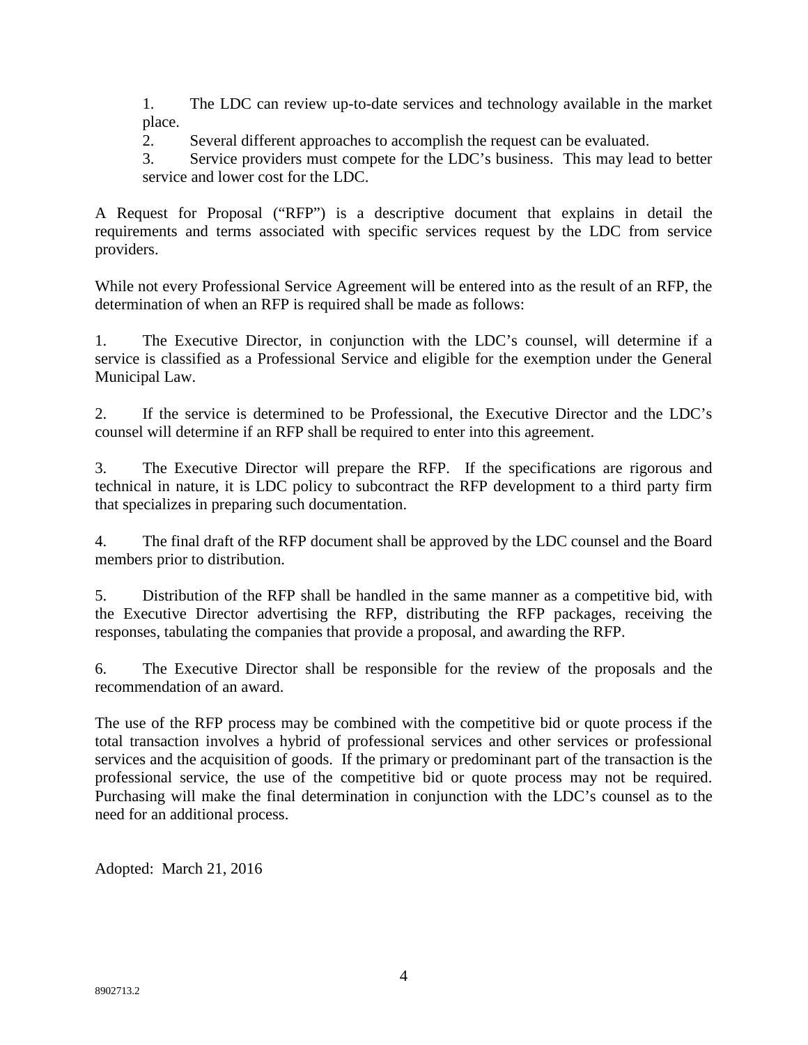1. The LDC can review up-to-date services and technology available in the market place.
2. Several different approaches to accomplish the request can be evaluated.
3. Service providers must compete for the LDC's business. This may lead to better service and lower cost for the LDC.

A Request for Proposal ("RFP") is a descriptive document that explains in detail the requirements and terms associated with specific services request by the LDC from service providers.

While not every Professional Service Agreement will be entered into as the result of an RFP, the determination of when an RFP is required shall be made as follows:

1. The Executive Director, in conjunction with the LDC's counsel, will determine if a service is classified as a Professional Service and eligible for the exemption under the General Municipal Law.

2. If the service is determined to be Professional, the Executive Director and the LDC's counsel will determine if an RFP shall be required to enter into this agreement.

3. The Executive Director will prepare the RFP. If the specifications are rigorous and technical in nature, it is LDC policy to subcontract the RFP development to a third party firm that specializes in preparing such documentation.

4. The final draft of the RFP document shall be approved by the LDC counsel and the Board members prior to distribution.

5. Distribution of the RFP shall be handled in the same manner as a competitive bid, with the Executive Director advertising the RFP, distributing the RFP packages, receiving the responses, tabulating the companies that provide a proposal, and awarding the RFP.

6. The Executive Director shall be responsible for the review of the proposals and the recommendation of an award.

The use of the RFP process may be combined with the competitive bid or quote process if the total transaction involves a hybrid of professional services and other services or professional services and the acquisition of goods. If the primary or predominant part of the transaction is the professional service, the use of the competitive bid or quote process may not be required. Purchasing will make the final determination in conjunction with the LDC's counsel as to the need for an additional process.

Adopted: March 21, 2016

8902713.2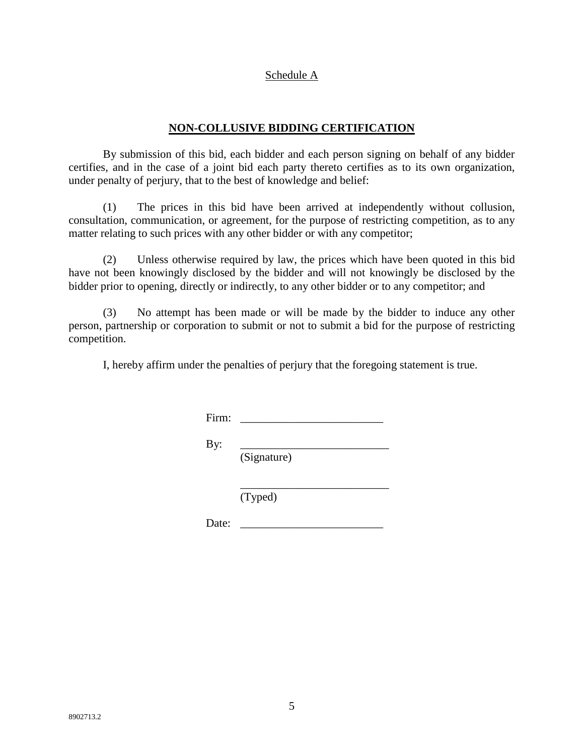Schedule A

## NON-COLLUSIVE BIDDING CERTIFICATION

By submission of this bid, each bidder and each person signing on behalf of any bidder certifies, and in the case of a joint bid each party thereto certifies as to its own organization, under penalty of perjury, that to the best of knowledge and belief:

(1) The prices in this bid have been arrived at independently without collusion, consultation, communication, or agreement, for the purpose of restricting competition, as to any matter relating to such prices with any other bidder or with any competitor;

(2) Unless otherwise required by law, the prices which have been quoted in this bid have not been knowingly disclosed by the bidder and will not knowingly be disclosed by the bidder prior to opening, directly or indirectly, to any other bidder or to any competitor; and

(3) No attempt has been made or will be made by the bidder to induce any other person, partnership or corporation to submit or not to submit a bid for the purpose of restricting competition.

I, hereby affirm under the penalties of perjury that the foregoing statement is true.

Firm: _________________________

By: __________________________
(Signature)

__________________________
(Typed)

Date: _________________________

8902713.2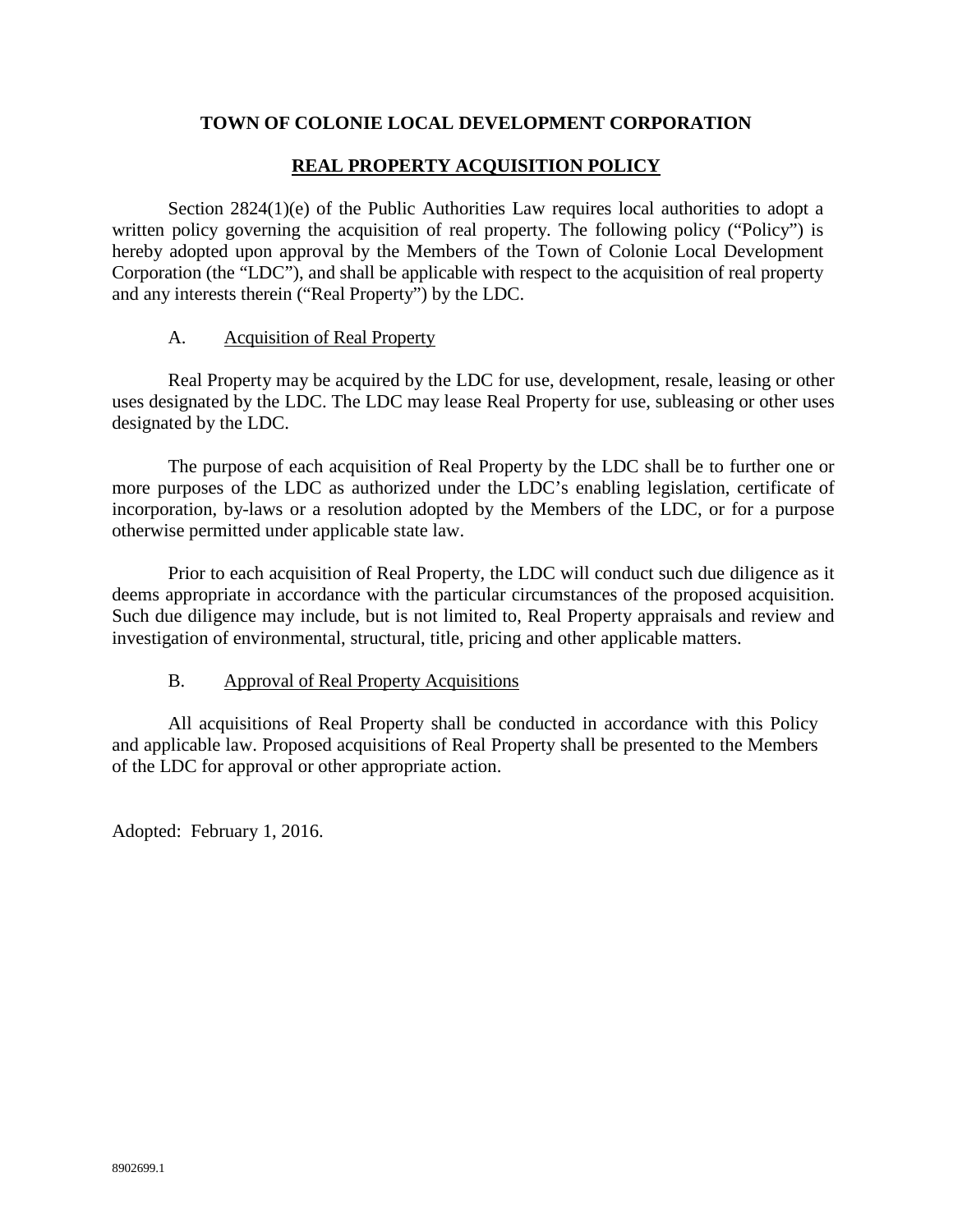# TOWN OF COLONIE LOCAL DEVELOPMENT CORPORATION

## REAL PROPERTY ACQUISITION POLICY

Section 2824(1)(e) of the Public Authorities Law requires local authorities to adopt a written policy governing the acquisition of real property. The following policy ("Policy") is hereby adopted upon approval by the Members of the Town of Colonie Local Development Corporation (the "LDC"), and shall be applicable with respect to the acquisition of real property and any interests therein ("Real Property") by the LDC.

### A. Acquisition of Real Property

Real Property may be acquired by the LDC for use, development, resale, leasing or other uses designated by the LDC. The LDC may lease Real Property for use, subleasing or other uses designated by the LDC.

The purpose of each acquisition of Real Property by the LDC shall be to further one or more purposes of the LDC as authorized under the LDC's enabling legislation, certificate of incorporation, by-laws or a resolution adopted by the Members of the LDC, or for a purpose otherwise permitted under applicable state law.

Prior to each acquisition of Real Property, the LDC will conduct such due diligence as it deems appropriate in accordance with the particular circumstances of the proposed acquisition. Such due diligence may include, but is not limited to, Real Property appraisals and review and investigation of environmental, structural, title, pricing and other applicable matters.

### B. Approval of Real Property Acquisitions

All acquisitions of Real Property shall be conducted in accordance with this Policy and applicable law. Proposed acquisitions of Real Property shall be presented to the Members of the LDC for approval or other appropriate action.

Adopted: February 1, 2016.

8902699.1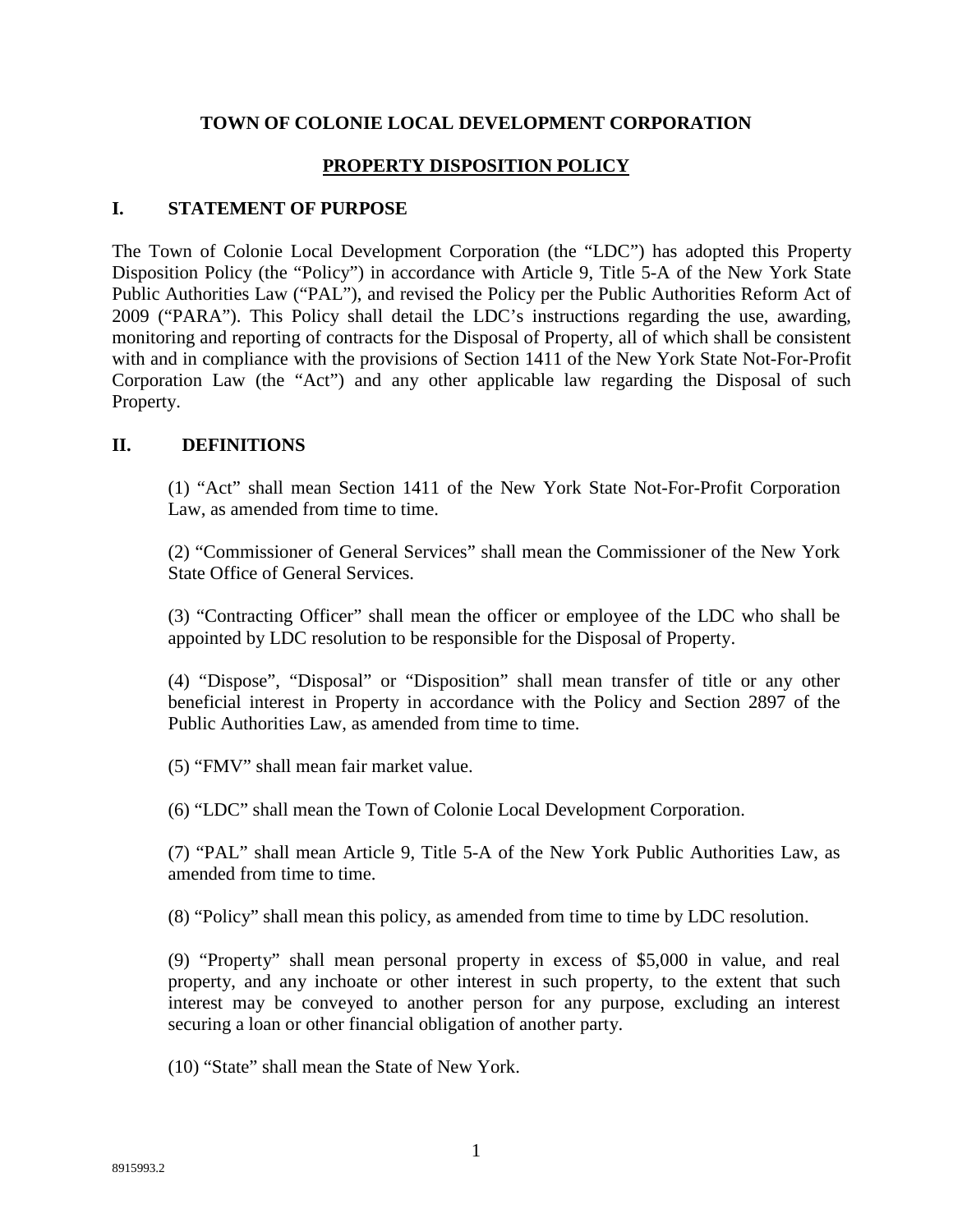**TOWN OF COLONIE LOCAL DEVELOPMENT CORPORATION**

**PROPERTY DISPOSITION POLICY**

## I. STATEMENT OF PURPOSE

The Town of Colonie Local Development Corporation (the "LDC") has adopted this Property Disposition Policy (the "Policy") in accordance with Article 9, Title 5-A of the New York State Public Authorities Law ("PAL"), and revised the Policy per the Public Authorities Reform Act of 2009 ("PARA"). This Policy shall detail the LDC's instructions regarding the use, awarding, monitoring and reporting of contracts for the Disposal of Property, all of which shall be consistent with and in compliance with the provisions of Section 1411 of the New York State Not-For-Profit Corporation Law (the "Act") and any other applicable law regarding the Disposal of such Property.

## II. DEFINITIONS

(1) "Act" shall mean Section 1411 of the New York State Not-For-Profit Corporation Law, as amended from time to time.

(2) "Commissioner of General Services" shall mean the Commissioner of the New York State Office of General Services.

(3) "Contracting Officer" shall mean the officer or employee of the LDC who shall be appointed by LDC resolution to be responsible for the Disposal of Property.

(4) "Dispose", "Disposal" or "Disposition" shall mean transfer of title or any other beneficial interest in Property in accordance with the Policy and Section 2897 of the Public Authorities Law, as amended from time to time.

(5) "FMV" shall mean fair market value.

(6) "LDC" shall mean the Town of Colonie Local Development Corporation.

(7) "PAL" shall mean Article 9, Title 5-A of the New York Public Authorities Law, as amended from time to time.

(8) "Policy" shall mean this policy, as amended from time to time by LDC resolution.

(9) "Property" shall mean personal property in excess of $5,000 in value, and real property, and any inchoate or other interest in such property, to the extent that such interest may be conveyed to another person for any purpose, excluding an interest securing a loan or other financial obligation of another party.

(10) "State" shall mean the State of New York.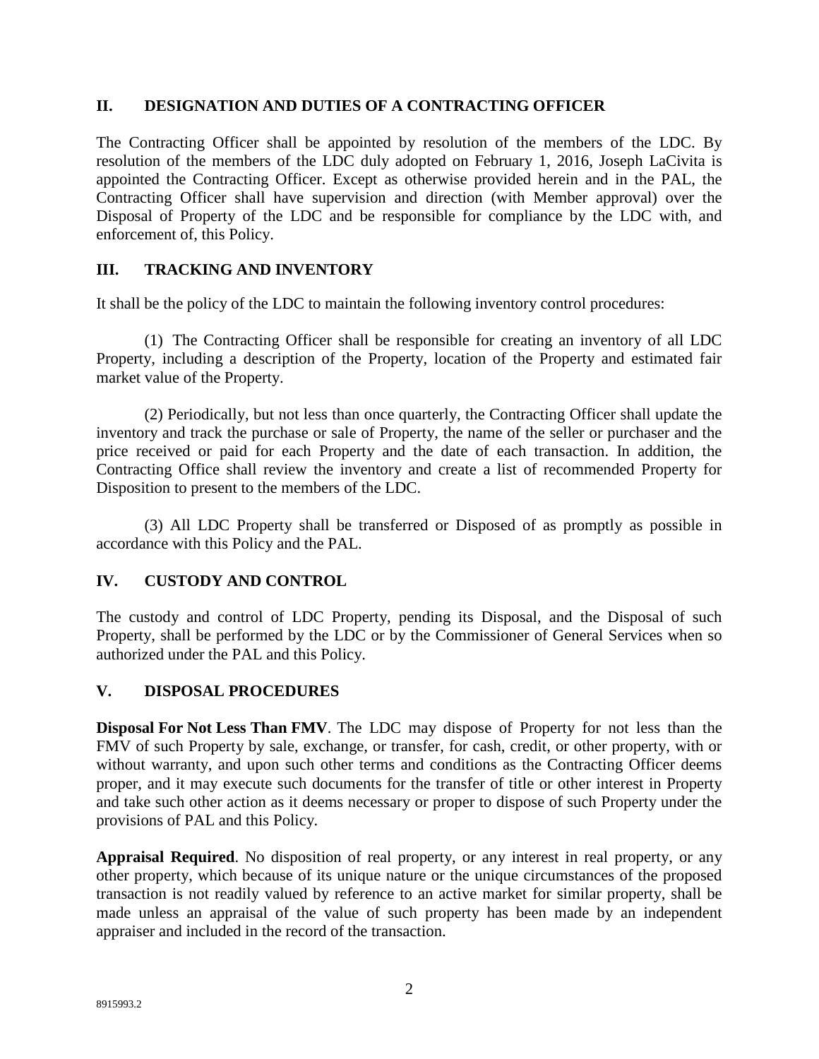## II. DESIGNATION AND DUTIES OF A CONTRACTING OFFICER

The Contracting Officer shall be appointed by resolution of the members of the LDC. By resolution of the members of the LDC duly adopted on February 1, 2016, Joseph LaCivita is appointed the Contracting Officer. Except as otherwise provided herein and in the PAL, the Contracting Officer shall have supervision and direction (with Member approval) over the Disposal of Property of the LDC and be responsible for compliance by the LDC with, and enforcement of, this Policy.

## III. TRACKING AND INVENTORY

It shall be the policy of the LDC to maintain the following inventory control procedures:

(1) The Contracting Officer shall be responsible for creating an inventory of all LDC Property, including a description of the Property, location of the Property and estimated fair market value of the Property.

(2) Periodically, but not less than once quarterly, the Contracting Officer shall update the inventory and track the purchase or sale of Property, the name of the seller or purchaser and the price received or paid for each Property and the date of each transaction. In addition, the Contracting Office shall review the inventory and create a list of recommended Property for Disposition to present to the members of the LDC.

(3) All LDC Property shall be transferred or Disposed of as promptly as possible in accordance with this Policy and the PAL.

## IV. CUSTODY AND CONTROL

The custody and control of LDC Property, pending its Disposal, and the Disposal of such Property, shall be performed by the LDC or by the Commissioner of General Services when so authorized under the PAL and this Policy.

## V. DISPOSAL PROCEDURES

**Disposal For Not Less Than FMV**. The LDC may dispose of Property for not less than the FMV of such Property by sale, exchange, or transfer, for cash, credit, or other property, with or without warranty, and upon such other terms and conditions as the Contracting Officer deems proper, and it may execute such documents for the transfer of title or other interest in Property and take such other action as it deems necessary or proper to dispose of such Property under the provisions of PAL and this Policy.

**Appraisal Required**. No disposition of real property, or any interest in real property, or any other property, which because of its unique nature or the unique circumstances of the proposed transaction is not readily valued by reference to an active market for similar property, shall be made unless an appraisal of the value of such property has been made by an independent appraiser and included in the record of the transaction.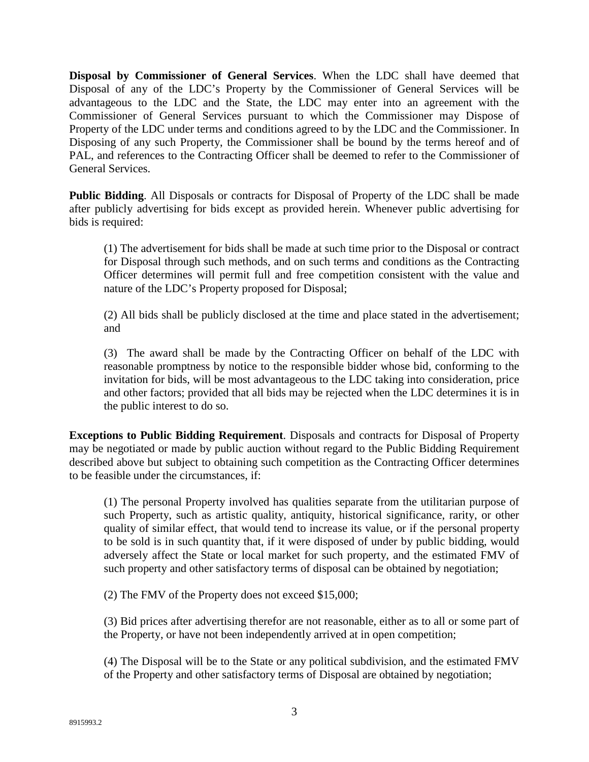**Disposal by Commissioner of General Services**. When the LDC shall have deemed that Disposal of any of the LDC's Property by the Commissioner of General Services will be advantageous to the LDC and the State, the LDC may enter into an agreement with the Commissioner of General Services pursuant to which the Commissioner may Dispose of Property of the LDC under terms and conditions agreed to by the LDC and the Commissioner. In Disposing of any such Property, the Commissioner shall be bound by the terms hereof and of PAL, and references to the Contracting Officer shall be deemed to refer to the Commissioner of General Services.

**Public Bidding**. All Disposals or contracts for Disposal of Property of the LDC shall be made after publicly advertising for bids except as provided herein. Whenever public advertising for bids is required:

(1) The advertisement for bids shall be made at such time prior to the Disposal or contract for Disposal through such methods, and on such terms and conditions as the Contracting Officer determines will permit full and free competition consistent with the value and nature of the LDC's Property proposed for Disposal;

(2) All bids shall be publicly disclosed at the time and place stated in the advertisement; and

(3) The award shall be made by the Contracting Officer on behalf of the LDC with reasonable promptness by notice to the responsible bidder whose bid, conforming to the invitation for bids, will be most advantageous to the LDC taking into consideration, price and other factors; provided that all bids may be rejected when the LDC determines it is in the public interest to do so.

**Exceptions to Public Bidding Requirement**. Disposals and contracts for Disposal of Property may be negotiated or made by public auction without regard to the Public Bidding Requirement described above but subject to obtaining such competition as the Contracting Officer determines to be feasible under the circumstances, if:

(1) The personal Property involved has qualities separate from the utilitarian purpose of such Property, such as artistic quality, antiquity, historical significance, rarity, or other quality of similar effect, that would tend to increase its value, or if the personal property to be sold is in such quantity that, if it were disposed of under by public bidding, would adversely affect the State or local market for such property, and the estimated FMV of such property and other satisfactory terms of disposal can be obtained by negotiation;

(2) The FMV of the Property does not exceed $15,000;

(3) Bid prices after advertising therefor are not reasonable, either as to all or some part of the Property, or have not been independently arrived at in open competition;

(4) The Disposal will be to the State or any political subdivision, and the estimated FMV of the Property and other satisfactory terms of Disposal are obtained by negotiation;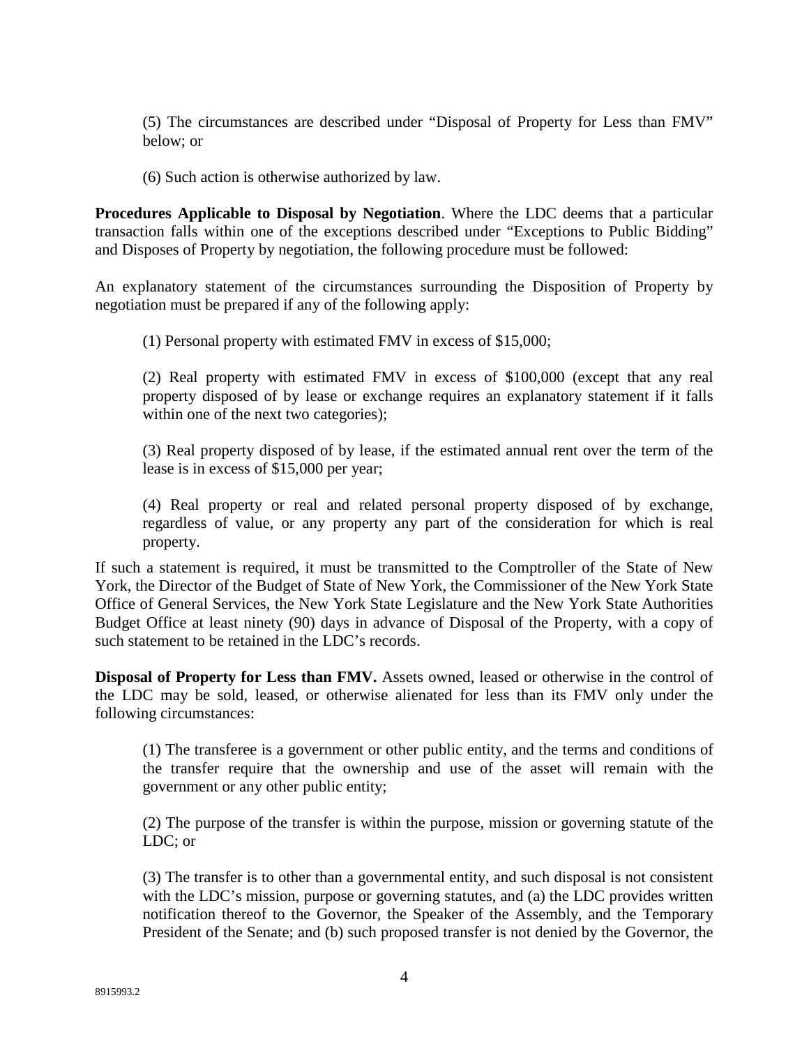(5) The circumstances are described under "Disposal of Property for Less than FMV" below; or

(6) Such action is otherwise authorized by law.

**Procedures Applicable to Disposal by Negotiation**. Where the LDC deems that a particular transaction falls within one of the exceptions described under "Exceptions to Public Bidding" and Disposes of Property by negotiation, the following procedure must be followed:

An explanatory statement of the circumstances surrounding the Disposition of Property by negotiation must be prepared if any of the following apply:

(1) Personal property with estimated FMV in excess of $15,000;

(2) Real property with estimated FMV in excess of $100,000 (except that any real property disposed of by lease or exchange requires an explanatory statement if it falls within one of the next two categories);

(3) Real property disposed of by lease, if the estimated annual rent over the term of the lease is in excess of $15,000 per year;

(4) Real property or real and related personal property disposed of by exchange, regardless of value, or any property any part of the consideration for which is real property.

If such a statement is required, it must be transmitted to the Comptroller of the State of New York, the Director of the Budget of State of New York, the Commissioner of the New York State Office of General Services, the New York State Legislature and the New York State Authorities Budget Office at least ninety (90) days in advance of Disposal of the Property, with a copy of such statement to be retained in the LDC's records.

**Disposal of Property for Less than FMV.** Assets owned, leased or otherwise in the control of the LDC may be sold, leased, or otherwise alienated for less than its FMV only under the following circumstances:

(1) The transferee is a government or other public entity, and the terms and conditions of the transfer require that the ownership and use of the asset will remain with the government or any other public entity;

(2) The purpose of the transfer is within the purpose, mission or governing statute of the LDC; or

(3) The transfer is to other than a governmental entity, and such disposal is not consistent with the LDC's mission, purpose or governing statutes, and (a) the LDC provides written notification thereof to the Governor, the Speaker of the Assembly, and the Temporary President of the Senate; and (b) such proposed transfer is not denied by the Governor, the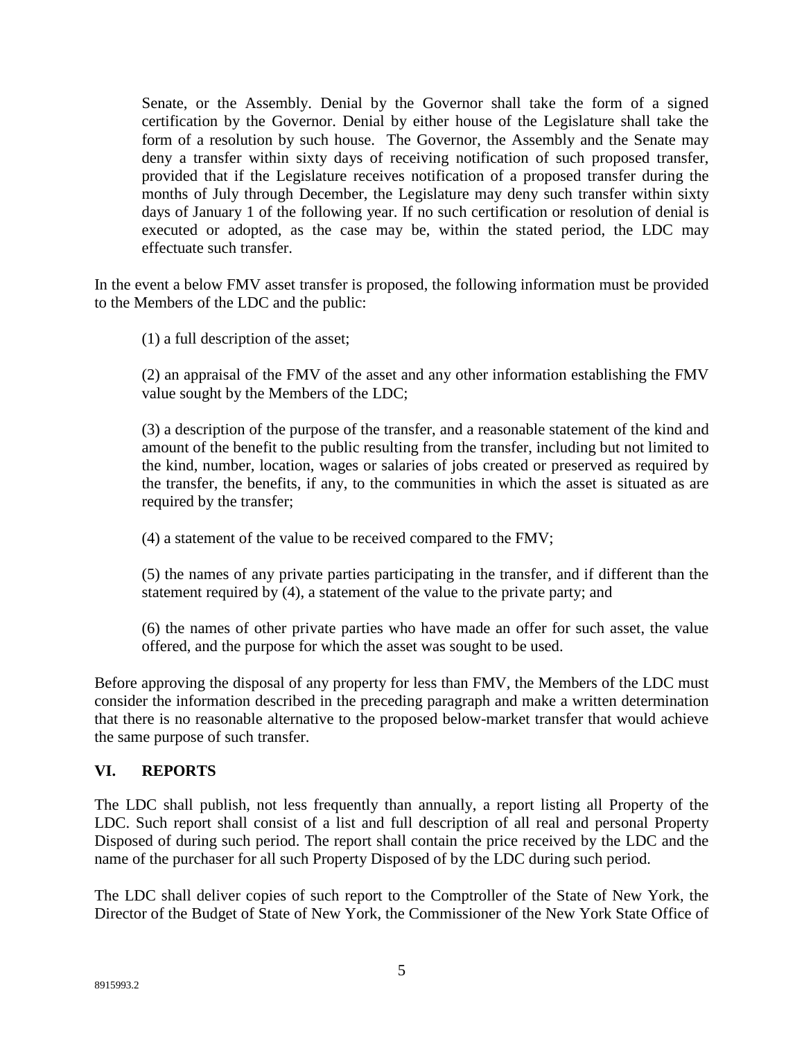Senate, or the Assembly. Denial by the Governor shall take the form of a signed certification by the Governor. Denial by either house of the Legislature shall take the form of a resolution by such house. The Governor, the Assembly and the Senate may deny a transfer within sixty days of receiving notification of such proposed transfer, provided that if the Legislature receives notification of a proposed transfer during the months of July through December, the Legislature may deny such transfer within sixty days of January 1 of the following year. If no such certification or resolution of denial is executed or adopted, as the case may be, within the stated period, the LDC may effectuate such transfer.

In the event a below FMV asset transfer is proposed, the following information must be provided to the Members of the LDC and the public:

(1) a full description of the asset;

(2) an appraisal of the FMV of the asset and any other information establishing the FMV value sought by the Members of the LDC;

(3) a description of the purpose of the transfer, and a reasonable statement of the kind and amount of the benefit to the public resulting from the transfer, including but not limited to the kind, number, location, wages or salaries of jobs created or preserved as required by the transfer, the benefits, if any, to the communities in which the asset is situated as are required by the transfer;

(4) a statement of the value to be received compared to the FMV;

(5) the names of any private parties participating in the transfer, and if different than the statement required by (4), a statement of the value to the private party; and

(6) the names of other private parties who have made an offer for such asset, the value offered, and the purpose for which the asset was sought to be used.

Before approving the disposal of any property for less than FMV, the Members of the LDC must consider the information described in the preceding paragraph and make a written determination that there is no reasonable alternative to the proposed below-market transfer that would achieve the same purpose of such transfer.

## VI. REPORTS

The LDC shall publish, not less frequently than annually, a report listing all Property of the LDC. Such report shall consist of a list and full description of all real and personal Property Disposed of during such period. The report shall contain the price received by the LDC and the name of the purchaser for all such Property Disposed of by the LDC during such period.

The LDC shall deliver copies of such report to the Comptroller of the State of New York, the Director of the Budget of State of New York, the Commissioner of the New York State Office of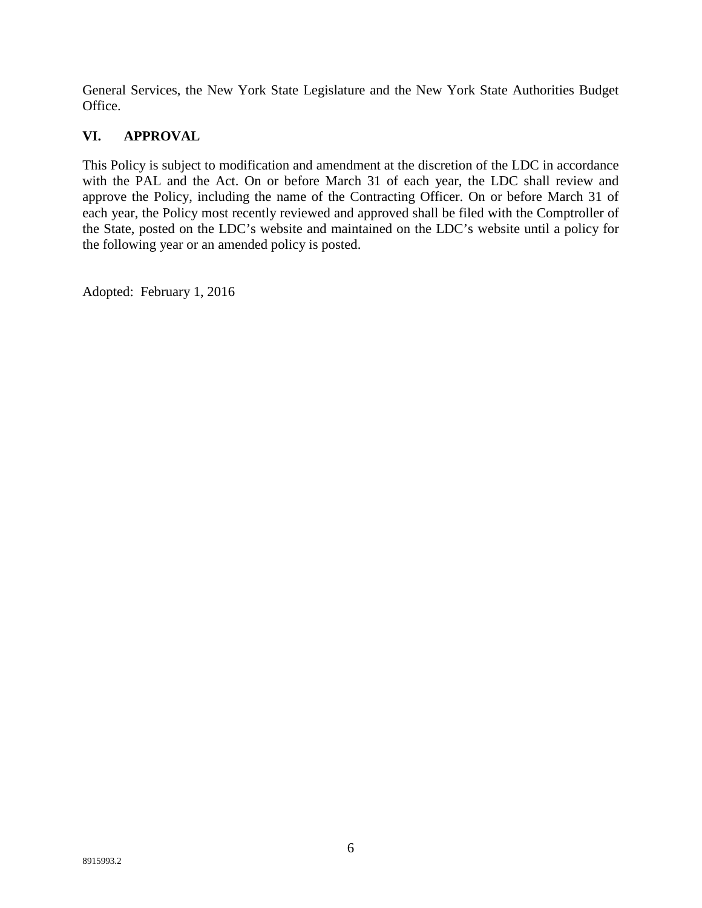General Services, the New York State Legislature and the New York State Authorities Budget Office.

## VI. APPROVAL

This Policy is subject to modification and amendment at the discretion of the LDC in accordance with the PAL and the Act. On or before March 31 of each year, the LDC shall review and approve the Policy, including the name of the Contracting Officer. On or before March 31 of each year, the Policy most recently reviewed and approved shall be filed with the Comptroller of the State, posted on the LDC's website and maintained on the LDC's website until a policy for the following year or an amended policy is posted.

Adopted: February 1, 2016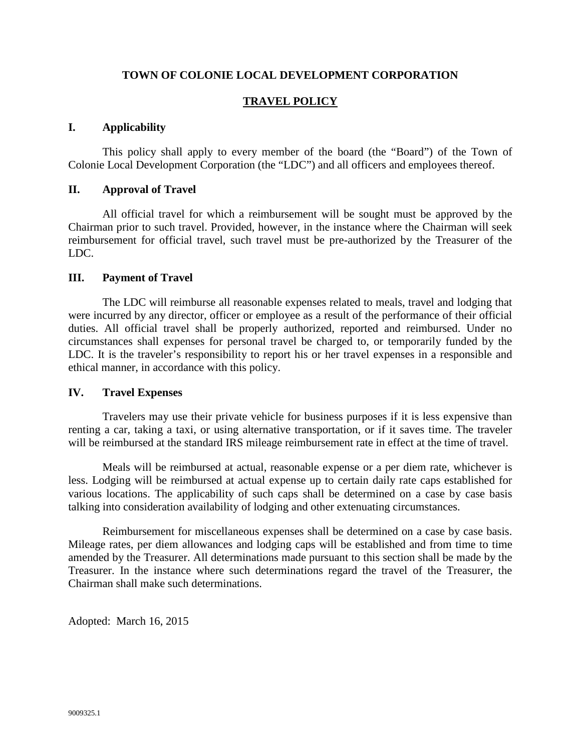**TOWN OF COLONIE LOCAL DEVELOPMENT CORPORATION**

# TRAVEL POLICY

## I. Applicability

This policy shall apply to every member of the board (the "Board") of the Town of Colonie Local Development Corporation (the "LDC") and all officers and employees thereof.

## II. Approval of Travel

All official travel for which a reimbursement will be sought must be approved by the Chairman prior to such travel. Provided, however, in the instance where the Chairman will seek reimbursement for official travel, such travel must be pre-authorized by the Treasurer of the LDC.

## III. Payment of Travel

The LDC will reimburse all reasonable expenses related to meals, travel and lodging that were incurred by any director, officer or employee as a result of the performance of their official duties. All official travel shall be properly authorized, reported and reimbursed. Under no circumstances shall expenses for personal travel be charged to, or temporarily funded by the LDC. It is the traveler's responsibility to report his or her travel expenses in a responsible and ethical manner, in accordance with this policy.

## IV. Travel Expenses

Travelers may use their private vehicle for business purposes if it is less expensive than renting a car, taking a taxi, or using alternative transportation, or if it saves time. The traveler will be reimbursed at the standard IRS mileage reimbursement rate in effect at the time of travel.

Meals will be reimbursed at actual, reasonable expense or a per diem rate, whichever is less. Lodging will be reimbursed at actual expense up to certain daily rate caps established for various locations. The applicability of such caps shall be determined on a case by case basis talking into consideration availability of lodging and other extenuating circumstances.

Reimbursement for miscellaneous expenses shall be determined on a case by case basis. Mileage rates, per diem allowances and lodging caps will be established and from time to time amended by the Treasurer. All determinations made pursuant to this section shall be made by the Treasurer. In the instance where such determinations regard the travel of the Treasurer, the Chairman shall make such determinations.

Adopted: March 16, 2015

9009325.1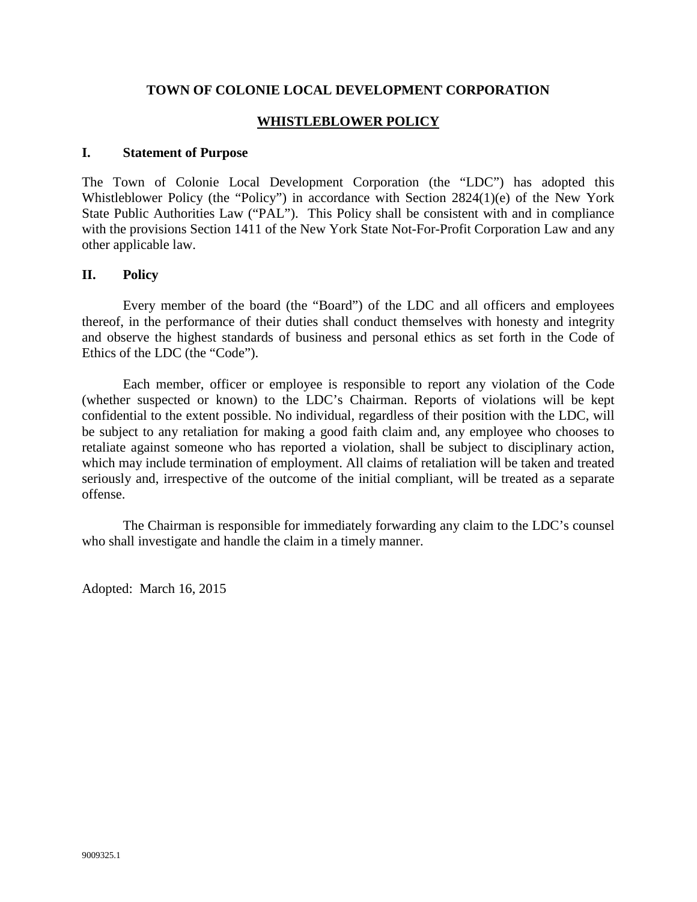# TOWN OF COLONIE LOCAL DEVELOPMENT CORPORATION

## WHISTLEBLOWER POLICY

### I. Statement of Purpose

The Town of Colonie Local Development Corporation (the "LDC") has adopted this Whistleblower Policy (the "Policy") in accordance with Section 2824(1)(e) of the New York State Public Authorities Law ("PAL"). This Policy shall be consistent with and in compliance with the provisions Section 1411 of the New York State Not-For-Profit Corporation Law and any other applicable law.

### II. Policy

Every member of the board (the "Board") of the LDC and all officers and employees thereof, in the performance of their duties shall conduct themselves with honesty and integrity and observe the highest standards of business and personal ethics as set forth in the Code of Ethics of the LDC (the "Code").

Each member, officer or employee is responsible to report any violation of the Code (whether suspected or known) to the LDC's Chairman. Reports of violations will be kept confidential to the extent possible. No individual, regardless of their position with the LDC, will be subject to any retaliation for making a good faith claim and, any employee who chooses to retaliate against someone who has reported a violation, shall be subject to disciplinary action, which may include termination of employment. All claims of retaliation will be taken and treated seriously and, irrespective of the outcome of the initial compliant, will be treated as a separate offense.

The Chairman is responsible for immediately forwarding any claim to the LDC's counsel who shall investigate and handle the claim in a timely manner.

Adopted: March 16, 2015

9009325.1